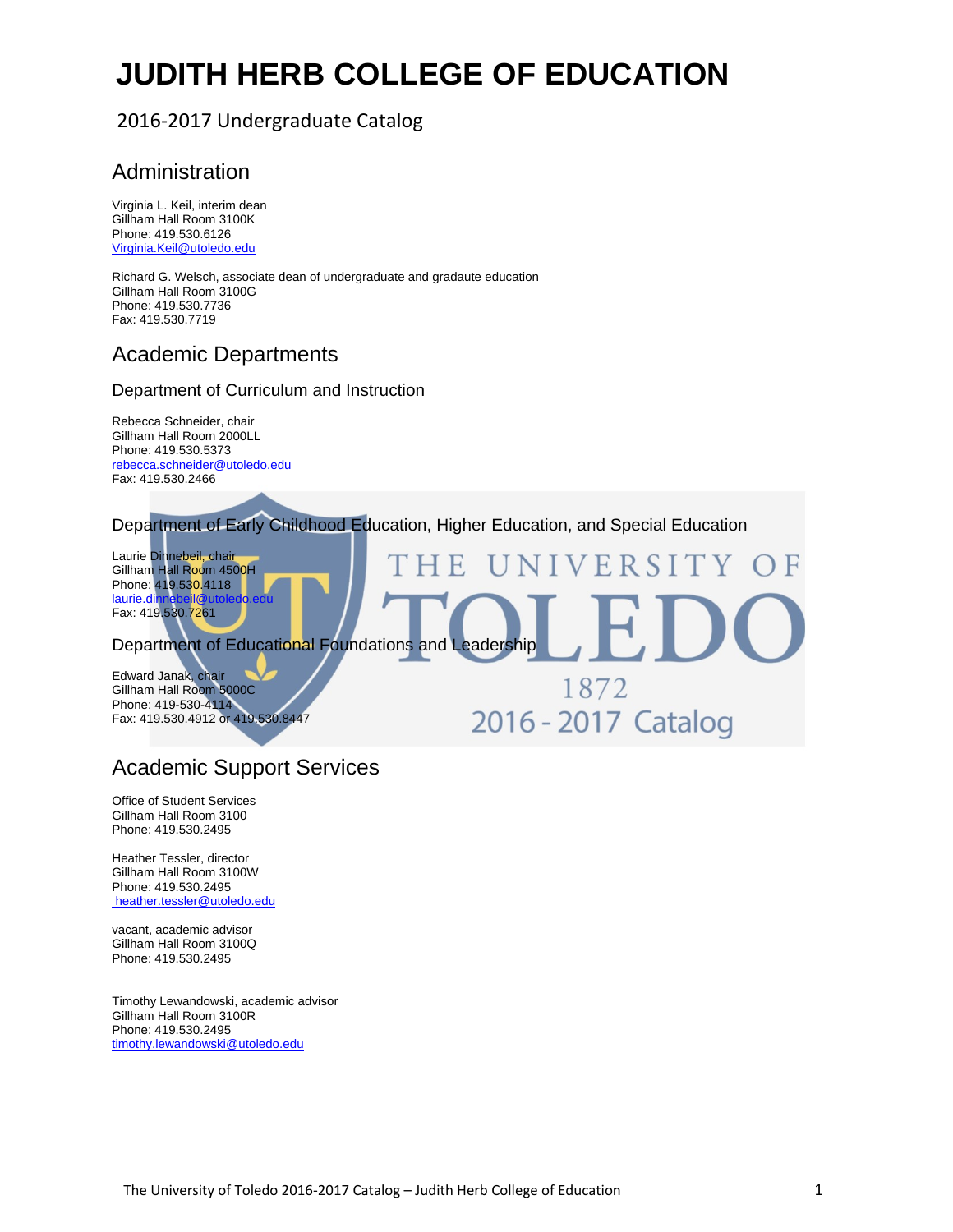# JUDITH HERB COLLEGE OF EDUCATION

2016-2017 Undergraduate Catalog

## Administration

Virginia L. Keil, interim dean
Gillham Hall Room 3100K
Phone: 419.530.6126
Virginia.Keil@utoledo.edu

Richard G. Welsch, associate dean of undergraduate and gradaute education
Gillham Hall Room 3100G
Phone: 419.530.7736
Fax: 419.530.7719

## Academic Departments

### Department of Curriculum and Instruction

Rebecca Schneider, chair
Gillham Hall Room 2000LL
Phone: 419.530.5373
rebecca.schneider@utoledo.edu
Fax: 419.530.2466

### Department of Early Childhood Education, Higher Education, and Special Education

Laurie Dinnebeil, chair
Gillham Hall Room 4500H
Phone: 419.530.4118
laurie.dinnebeil@utoledo.edu
Fax: 419.530.7261

### Department of Educational Foundations and Leadership

Edward Janak, chair
Gillham Hall Room 5000C
Phone: 419-530-4114
Fax: 419.530.4912 or 419.530.8447

## Academic Support Services

Office of Student Services
Gillham Hall Room 3100
Phone: 419.530.2495

Heather Tessler, director
Gillham Hall Room 3100W
Phone: 419.530.2495
heather.tessler@utoledo.edu

vacant, academic advisor
Gillham Hall Room 3100Q
Phone: 419.530.2495

Timothy Lewandowski, academic advisor
Gillham Hall Room 3100R
Phone: 419.530.2495
timothy.lewandowski@utoledo.edu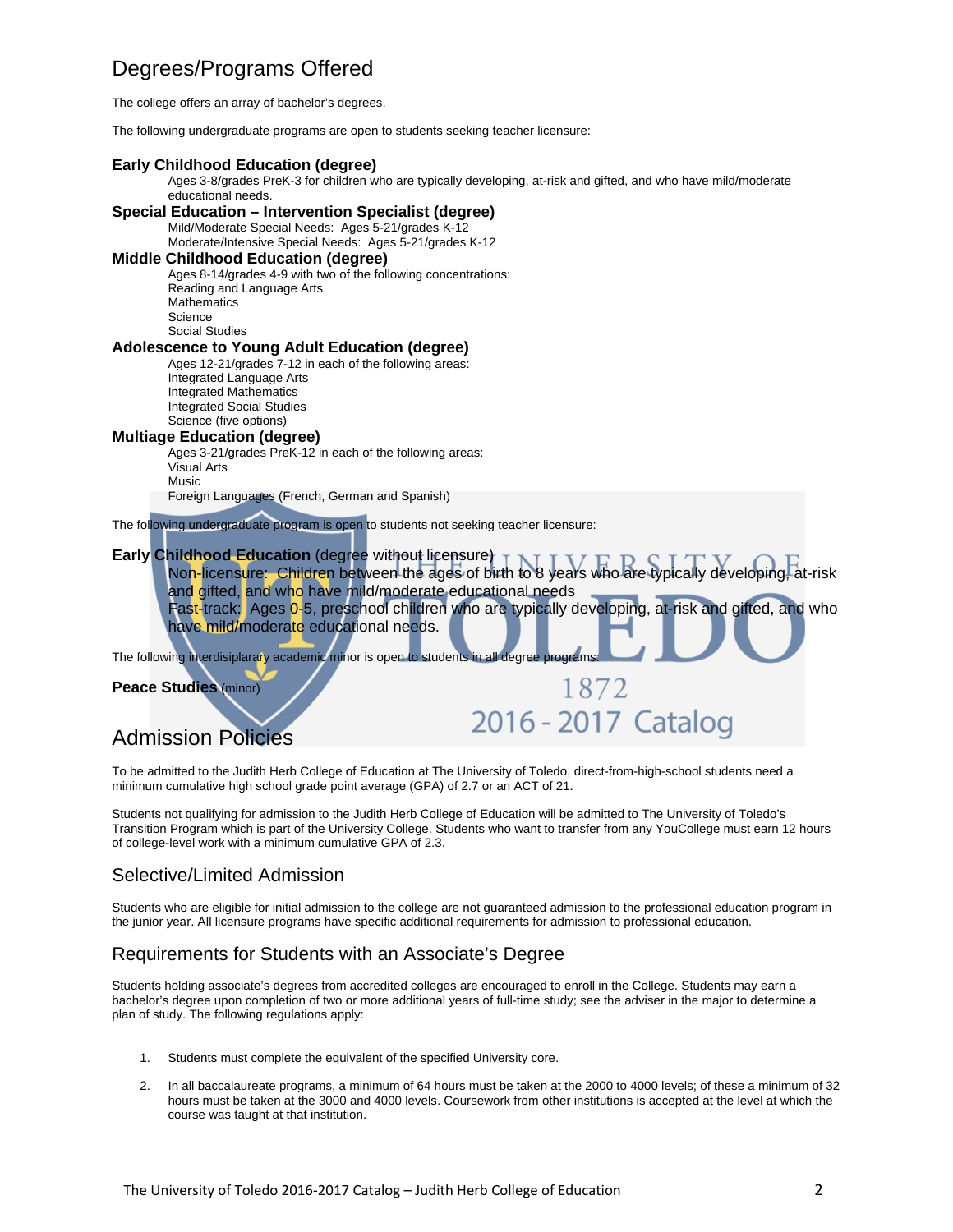## Degrees/Programs Offered

The college offers an array of bachelor's degrees.

The following undergraduate programs are open to students seeking teacher licensure:

**Early Childhood Education (degree)**

Ages 3-8/grades PreK-3 for children who are typically developing, at-risk and gifted, and who have mild/moderate educational needs.

**Special Education – Intervention Specialist (degree)**

Mild/Moderate Special Needs: Ages 5-21/grades K-12
Moderate/Intensive Special Needs: Ages 5-21/grades K-12

**Middle Childhood Education (degree)**

Ages 8-14/grades 4-9 with two of the following concentrations:
Reading and Language Arts
Mathematics
Science
Social Studies

**Adolescence to Young Adult Education (degree)**

Ages 12-21/grades 7-12 in each of the following areas:
Integrated Language Arts
Integrated Mathematics
Integrated Social Studies
Science (five options)

**Multiage Education (degree)**

Ages 3-21/grades PreK-12 in each of the following areas:
Visual Arts
Music
Foreign Languages (French, German and Spanish)

The following undergraduate program is open to students not seeking teacher licensure:

**Early Childhood Education** (degree without licensure)

Non-licensure: Children between the ages of birth to 8 years who are typically developing, at-risk and gifted, and who have mild/moderate educational needs
Fast-track: Ages 0-5, preschool children who are typically developing, at-risk and gifted, and who have mild/moderate educational needs.

The following interdisiplarary academic minor is open to students in all degree programs:

**Peace Studies** (minor)

## Admission Policies

To be admitted to the Judith Herb College of Education at The University of Toledo, direct-from-high-school students need a minimum cumulative high school grade point average (GPA) of 2.7 or an ACT of 21.

Students not qualifying for admission to the Judith Herb College of Education will be admitted to The University of Toledo's Transition Program which is part of the University College. Students who want to transfer from any YouCollege must earn 12 hours of college-level work with a minimum cumulative GPA of 2.3.

## Selective/Limited Admission

Students who are eligible for initial admission to the college are not guaranteed admission to the professional education program in the junior year. All licensure programs have specific additional requirements for admission to professional education.

## Requirements for Students with an Associate's Degree

Students holding associate's degrees from accredited colleges are encouraged to enroll in the College. Students may earn a bachelor's degree upon completion of two or more additional years of full-time study; see the adviser in the major to determine a plan of study. The following regulations apply:

1. Students must complete the equivalent of the specified University core.
2. In all baccalaureate programs, a minimum of 64 hours must be taken at the 2000 to 4000 levels; of these a minimum of 32 hours must be taken at the 3000 and 4000 levels. Coursework from other institutions is accepted at the level at which the course was taught at that institution.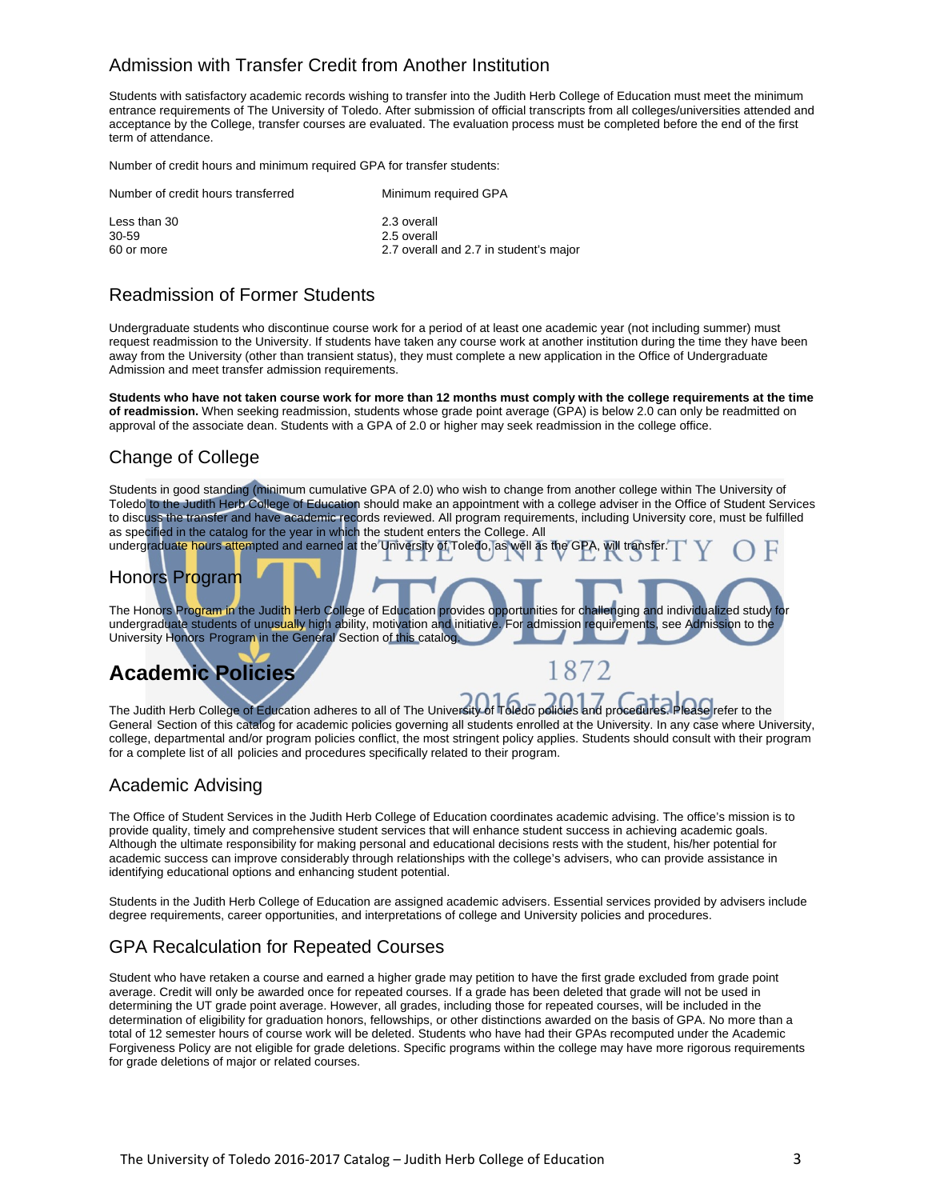## Admission with Transfer Credit from Another Institution

Students with satisfactory academic records wishing to transfer into the Judith Herb College of Education must meet the minimum entrance requirements of The University of Toledo. After submission of official transcripts from all colleges/universities attended and acceptance by the College, transfer courses are evaluated. The evaluation process must be completed before the end of the first term of attendance.

Number of credit hours and minimum required GPA for transfer students:

| Number of credit hours transferred | Minimum required GPA |
|---|---|
| Less than 30 | 2.3 overall |
| 30-59 | 2.5 overall |
| 60 or more | 2.7 overall and 2.7 in student's major |

## Readmission of Former Students

Undergraduate students who discontinue course work for a period of at least one academic year (not including summer) must request readmission to the University. If students have taken any course work at another institution during the time they have been away from the University (other than transient status), they must complete a new application in the Office of Undergraduate Admission and meet transfer admission requirements.

**Students who have not taken course work for more than 12 months must comply with the college requirements at the time of readmission.** When seeking readmission, students whose grade point average (GPA) is below 2.0 can only be readmitted on approval of the associate dean. Students with a GPA of 2.0 or higher may seek readmission in the college office.

## Change of College

Students in good standing (minimum cumulative GPA of 2.0) who wish to change from another college within The University of Toledo to the Judith Herb College of Education should make an appointment with a college adviser in the Office of Student Services to discuss the transfer and have academic records reviewed. All program requirements, including University core, must be fulfilled as specified in the catalog for the year in which the student enters the College. All undergraduate hours attempted and earned at the University of Toledo, as well as the GPA, will transfer.

## Honors Program

The Honors Program in the Judith Herb College of Education provides opportunities for challenging and individualized study for undergraduate students of unusually high ability, motivation and initiative. For admission requirements, see Admission to the University Honors Program in the General Section of this catalog.

# Academic Policies

The Judith Herb College of Education adheres to all of The University of Toledo policies and procedures. Please refer to the General Section of this catalog for academic policies governing all students enrolled at the University. In any case where University, college, departmental and/or program policies conflict, the most stringent policy applies. Students should consult with their program for a complete list of all policies and procedures specifically related to their program.

## Academic Advising

The Office of Student Services in the Judith Herb College of Education coordinates academic advising. The office's mission is to provide quality, timely and comprehensive student services that will enhance student success in achieving academic goals. Although the ultimate responsibility for making personal and educational decisions rests with the student, his/her potential for academic success can improve considerably through relationships with the college's advisers, who can provide assistance in identifying educational options and enhancing student potential.

Students in the Judith Herb College of Education are assigned academic advisers. Essential services provided by advisers include degree requirements, career opportunities, and interpretations of college and University policies and procedures.

## GPA Recalculation for Repeated Courses

Student who have retaken a course and earned a higher grade may petition to have the first grade excluded from grade point average. Credit will only be awarded once for repeated courses. If a grade has been deleted that grade will not be used in determining the UT grade point average. However, all grades, including those for repeated courses, will be included in the determination of eligibility for graduation honors, fellowships, or other distinctions awarded on the basis of GPA. No more than a total of 12 semester hours of course work will be deleted. Students who have had their GPAs recomputed under the Academic Forgiveness Policy are not eligible for grade deletions. Specific programs within the college may have more rigorous requirements for grade deletions of major or related courses.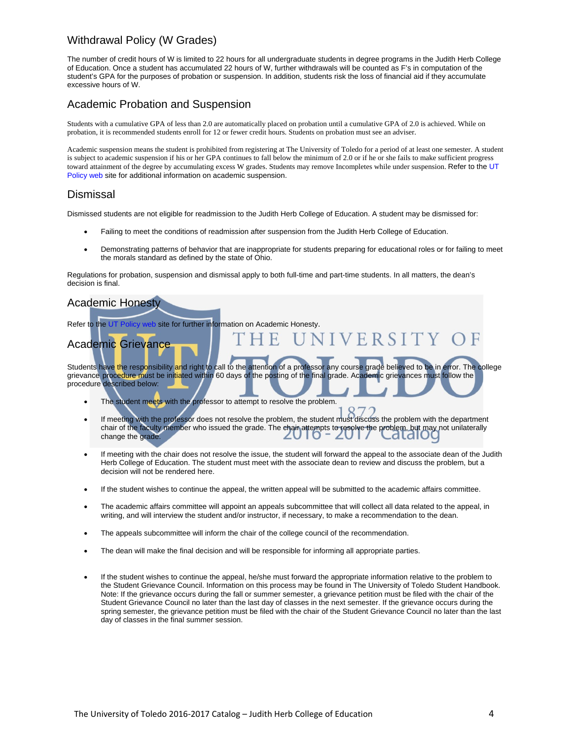## Withdrawal Policy (W Grades)

The number of credit hours of W is limited to 22 hours for all undergraduate students in degree programs in the Judith Herb College of Education. Once a student has accumulated 22 hours of W, further withdrawals will be counted as F's in computation of the student's GPA for the purposes of probation or suspension. In addition, students risk the loss of financial aid if they accumulate excessive hours of W.

## Academic Probation and Suspension

Students with a cumulative GPA of less than 2.0 are automatically placed on probation until a cumulative GPA of 2.0 is achieved. While on probation, it is recommended students enroll for 12 or fewer credit hours. Students on probation must see an adviser.

Academic suspension means the student is prohibited from registering at The University of Toledo for a period of at least one semester. A student is subject to academic suspension if his or her GPA continues to fall below the minimum of 2.0 or if he or she fails to make sufficient progress toward attainment of the degree by accumulating excess W grades. Students may remove Incompletes while under suspension. Refer to the UT Policy web site for additional information on academic suspension.

## Dismissal

Dismissed students are not eligible for readmission to the Judith Herb College of Education. A student may be dismissed for:

- Failing to meet the conditions of readmission after suspension from the Judith Herb College of Education.
- Demonstrating patterns of behavior that are inappropriate for students preparing for educational roles or for failing to meet the morals standard as defined by the state of Ohio.

Regulations for probation, suspension and dismissal apply to both full-time and part-time students. In all matters, the dean's decision is final.

## Academic Honesty

Refer to the UT Policy web site for further information on Academic Honesty.

## Academic Grievance

Students have the responsibility and right to call to the attention of a professor any course grade believed to be in error. The college grievance procedure must be initiated within 60 days of the posting of the final grade. Academic grievances must follow the procedure described below:

- The student meets with the professor to attempt to resolve the problem.
- If meeting with the professor does not resolve the problem, the student must discuss the problem with the department chair of the faculty member who issued the grade. The chair attempts to resolve the problem, but may not unilaterally change the grade.
- If meeting with the chair does not resolve the issue, the student will forward the appeal to the associate dean of the Judith Herb College of Education. The student must meet with the associate dean to review and discuss the problem, but a decision will not be rendered here.
- If the student wishes to continue the appeal, the written appeal will be submitted to the academic affairs committee.
- The academic affairs committee will appoint an appeals subcommittee that will collect all data related to the appeal, in writing, and will interview the student and/or instructor, if necessary, to make a recommendation to the dean.
- The appeals subcommittee will inform the chair of the college council of the recommendation.
- The dean will make the final decision and will be responsible for informing all appropriate parties.
- If the student wishes to continue the appeal, he/she must forward the appropriate information relative to the problem to the Student Grievance Council. Information on this process may be found in The University of Toledo Student Handbook. Note: If the grievance occurs during the fall or summer semester, a grievance petition must be filed with the chair of the Student Grievance Council no later than the last day of classes in the next semester. If the grievance occurs during the spring semester, the grievance petition must be filed with the chair of the Student Grievance Council no later than the last day of classes in the final summer session.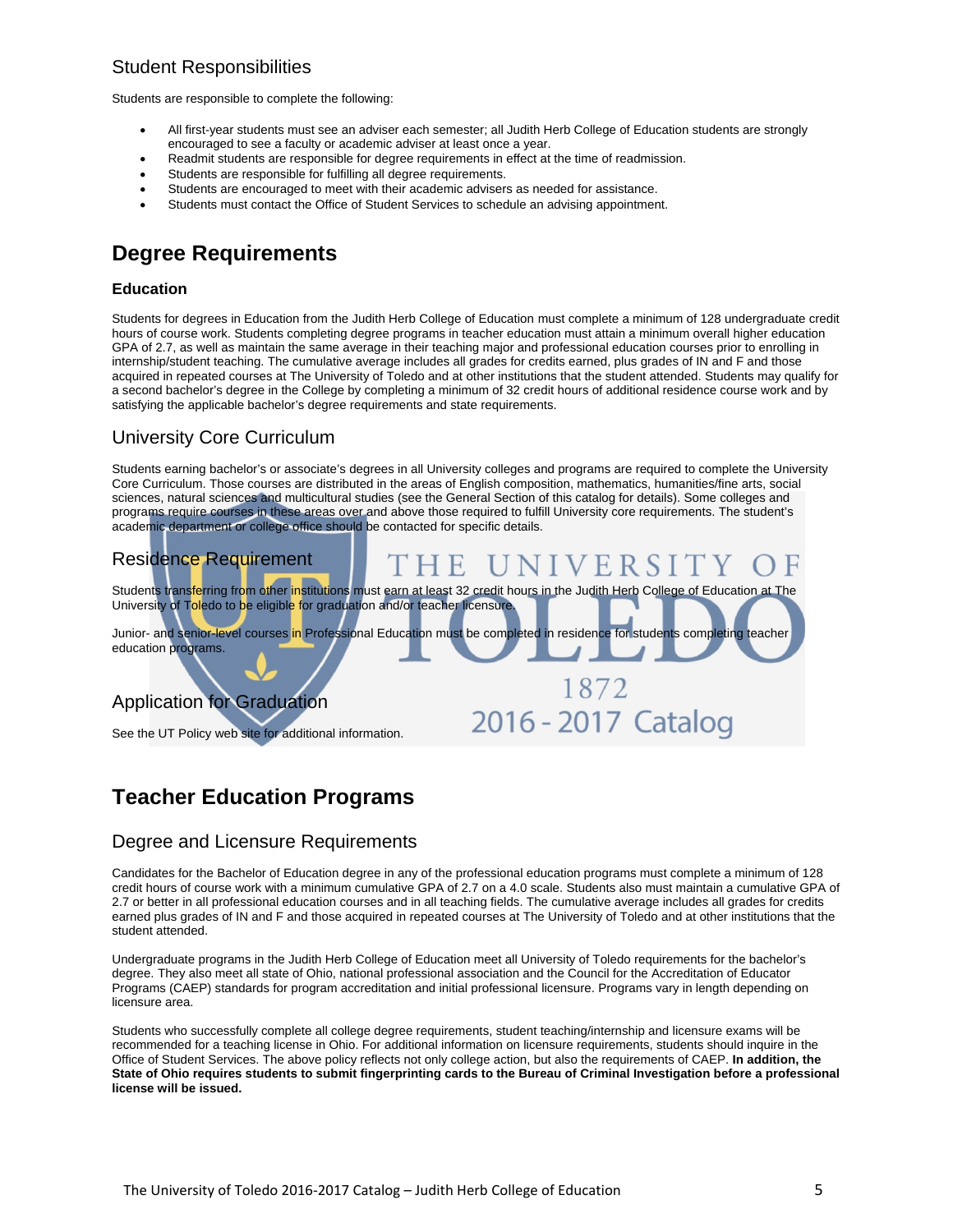## Student Responsibilities

Students are responsible to complete the following:

- All first-year students must see an adviser each semester; all Judith Herb College of Education students are strongly encouraged to see a faculty or academic adviser at least once a year.
- Readmit students are responsible for degree requirements in effect at the time of readmission.
- Students are responsible for fulfilling all degree requirements.
- Students are encouraged to meet with their academic advisers as needed for assistance.
- Students must contact the Office of Student Services to schedule an advising appointment.

# Degree Requirements

### Education

Students for degrees in Education from the Judith Herb College of Education must complete a minimum of 128 undergraduate credit hours of course work. Students completing degree programs in teacher education must attain a minimum overall higher education GPA of 2.7, as well as maintain the same average in their teaching major and professional education courses prior to enrolling in internship/student teaching. The cumulative average includes all grades for credits earned, plus grades of IN and F and those acquired in repeated courses at The University of Toledo and at other institutions that the student attended. Students may qualify for a second bachelor's degree in the College by completing a minimum of 32 credit hours of additional residence course work and by satisfying the applicable bachelor's degree requirements and state requirements.

## University Core Curriculum

Students earning bachelor's or associate's degrees in all University colleges and programs are required to complete the University Core Curriculum. Those courses are distributed in the areas of English composition, mathematics, humanities/fine arts, social sciences, natural sciences and multicultural studies (see the General Section of this catalog for details). Some colleges and programs require courses in these areas over and above those required to fulfill University core requirements. The student's academic department or college office should be contacted for specific details.

## Residence Requirement

Students transferring from other institutions must earn at least 32 credit hours in the Judith Herb College of Education at The University of Toledo to be eligible for graduation and/or teacher licensure.

Junior- and senior-level courses in Professional Education must be completed in residence for students completing teacher education programs.

## Application for Graduation

See the UT Policy web site for additional information.

# Teacher Education Programs

## Degree and Licensure Requirements

Candidates for the Bachelor of Education degree in any of the professional education programs must complete a minimum of 128 credit hours of course work with a minimum cumulative GPA of 2.7 on a 4.0 scale. Students also must maintain a cumulative GPA of 2.7 or better in all professional education courses and in all teaching fields. The cumulative average includes all grades for credits earned plus grades of IN and F and those acquired in repeated courses at The University of Toledo and at other institutions that the student attended.

Undergraduate programs in the Judith Herb College of Education meet all University of Toledo requirements for the bachelor's degree. They also meet all state of Ohio, national professional association and the Council for the Accreditation of Educator Programs (CAEP) standards for program accreditation and initial professional licensure. Programs vary in length depending on licensure area.

Students who successfully complete all college degree requirements, student teaching/internship and licensure exams will be recommended for a teaching license in Ohio. For additional information on licensure requirements, students should inquire in the Office of Student Services. The above policy reflects not only college action, but also the requirements of CAEP. **In addition, the State of Ohio requires students to submit fingerprinting cards to the Bureau of Criminal Investigation before a professional license will be issued.**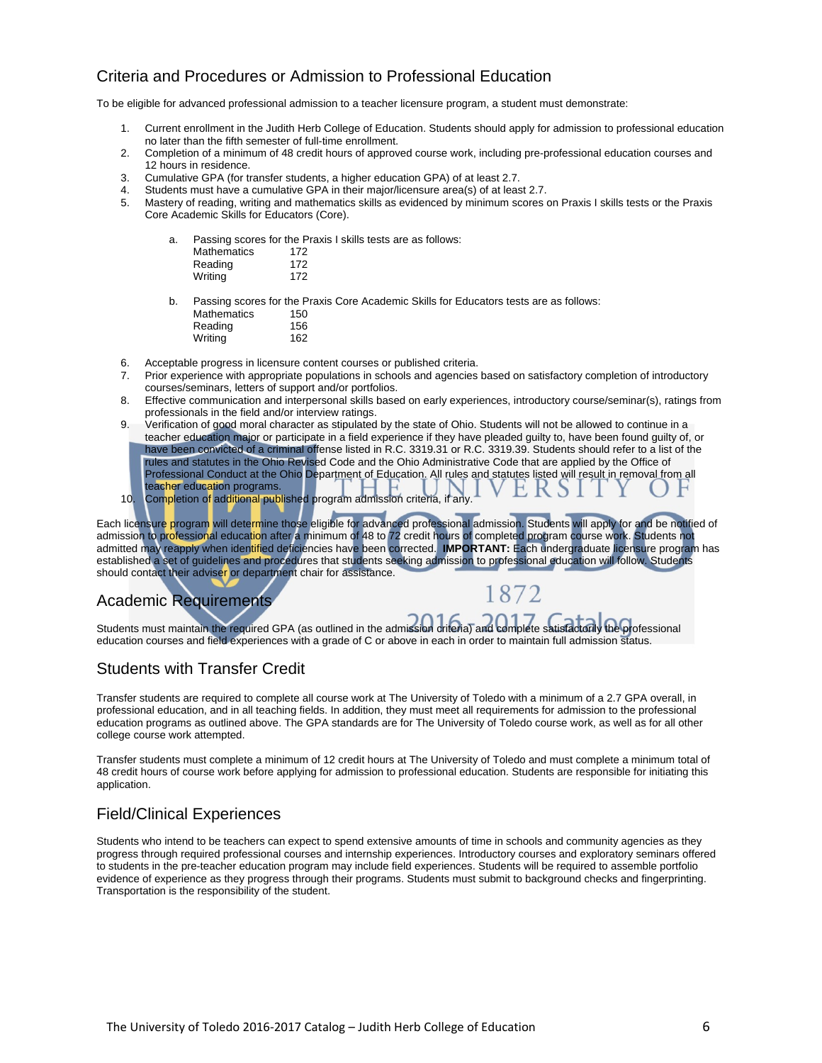## Criteria and Procedures or Admission to Professional Education

To be eligible for advanced professional admission to a teacher licensure program, a student must demonstrate:

1. Current enrollment in the Judith Herb College of Education. Students should apply for admission to professional education no later than the fifth semester of full-time enrollment.
2. Completion of a minimum of 48 credit hours of approved course work, including pre-professional education courses and 12 hours in residence.
3. Cumulative GPA (for transfer students, a higher education GPA) of at least 2.7.
4. Students must have a cumulative GPA in their major/licensure area(s) of at least 2.7.
5. Mastery of reading, writing and mathematics skills as evidenced by minimum scores on Praxis I skills tests or the Praxis Core Academic Skills for Educators (Core).

   a. Passing scores for the Praxis I skills tests are as follows:

   | | |
   |---|---|
   | Mathematics | 172 |
   | Reading | 172 |
   | Writing | 172 |

   b. Passing scores for the Praxis Core Academic Skills for Educators tests are as follows:

   | | |
   |---|---|
   | Mathematics | 150 |
   | Reading | 156 |
   | Writing | 162 |

6. Acceptable progress in licensure content courses or published criteria.
7. Prior experience with appropriate populations in schools and agencies based on satisfactory completion of introductory courses/seminars, letters of support and/or portfolios.
8. Effective communication and interpersonal skills based on early experiences, introductory course/seminar(s), ratings from professionals in the field and/or interview ratings.
9. Verification of good moral character as stipulated by the state of Ohio. Students will not be allowed to continue in a teacher education major or participate in a field experience if they have pleaded guilty to, have been found guilty of, or have been convicted of a criminal offense listed in R.C. 3319.31 or R.C. 3319.39. Students should refer to a list of the rules and statutes in the Ohio Revised Code and the Ohio Administrative Code that are applied by the Office of Professional Conduct at the Ohio Department of Education. All rules and statutes listed will result in removal from all teacher education programs.
10. Completion of additional published program admission criteria, if any.

Each licensure program will determine those eligible for advanced professional admission. Students will apply for and be notified of admission to professional education after a minimum of 48 to 72 credit hours of completed program course work. Students not admitted may reapply when identified deficiencies have been corrected. **IMPORTANT:** Each undergraduate licensure program has established a set of guidelines and procedures that students seeking admission to professional education will follow. Students should contact their adviser or department chair for assistance.

## Academic Requirements

Students must maintain the required GPA (as outlined in the admission criteria) and complete satisfactorily the professional education courses and field experiences with a grade of C or above in each in order to maintain full admission status.

## Students with Transfer Credit

Transfer students are required to complete all course work at The University of Toledo with a minimum of a 2.7 GPA overall, in professional education, and in all teaching fields. In addition, they must meet all requirements for admission to the professional education programs as outlined above. The GPA standards are for The University of Toledo course work, as well as for all other college course work attempted.

Transfer students must complete a minimum of 12 credit hours at The University of Toledo and must complete a minimum total of 48 credit hours of course work before applying for admission to professional education. Students are responsible for initiating this application.

## Field/Clinical Experiences

Students who intend to be teachers can expect to spend extensive amounts of time in schools and community agencies as they progress through required professional courses and internship experiences. Introductory courses and exploratory seminars offered to students in the pre-teacher education program may include field experiences. Students will be required to assemble portfolio evidence of experience as they progress through their programs. Students must submit to background checks and fingerprinting. Transportation is the responsibility of the student.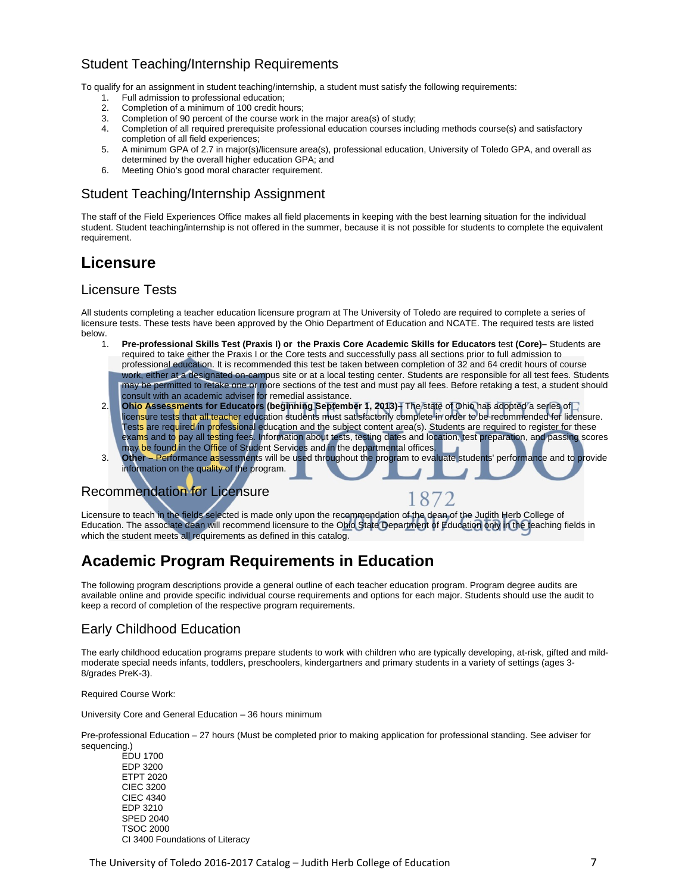## Student Teaching/Internship Requirements

To qualify for an assignment in student teaching/internship, a student must satisfy the following requirements:

1. Full admission to professional education;
2. Completion of a minimum of 100 credit hours;
3. Completion of 90 percent of the course work in the major area(s) of study;
4. Completion of all required prerequisite professional education courses including methods course(s) and satisfactory completion of all field experiences;
5. A minimum GPA of 2.7 in major(s)/licensure area(s), professional education, University of Toledo GPA, and overall as determined by the overall higher education GPA; and
6. Meeting Ohio's good moral character requirement.

## Student Teaching/Internship Assignment

The staff of the Field Experiences Office makes all field placements in keeping with the best learning situation for the individual student. Student teaching/internship is not offered in the summer, because it is not possible for students to complete the equivalent requirement.

# Licensure

## Licensure Tests

All students completing a teacher education licensure program at The University of Toledo are required to complete a series of licensure tests. These tests have been approved by the Ohio Department of Education and NCATE. The required tests are listed below.

1. **Pre-professional Skills Test (Praxis I) or the Praxis Core Academic Skills for Educators** test **(Core)–** Students are required to take either the Praxis I or the Core tests and successfully pass all sections prior to full admission to professional education. It is recommended this test be taken between completion of 32 and 64 credit hours of course work, either at a designated on-campus site or at a local testing center. Students are responsible for all test fees. Students may be permitted to retake one or more sections of the test and must pay all fees. Before retaking a test, a student should consult with an academic adviser for remedial assistance.
2. **Ohio Assessments for Educators (beginning September 1, 2013)-** The state of Ohio has adopted a series of licensure tests that all teacher education students must satisfactorily complete in order to be recommended for licensure. Tests are required in professional education and the subject content area(s). Students are required to register for these exams and to pay all testing fees. Information about tests, testing dates and location, test preparation, and passing scores may be found in the Office of Student Services and in the departmental offices.
3. **Other –** Performance assessments will be used throughout the program to evaluate students' performance and to provide information on the quality of the program.

## Recommendation for Licensure

Licensure to teach in the fields selected is made only upon the recommendation of the dean of the Judith Herb College of Education. The associate dean will recommend licensure to the Ohio State Department of Education only in the teaching fields in which the student meets all requirements as defined in this catalog.

# Academic Program Requirements in Education

The following program descriptions provide a general outline of each teacher education program. Program degree audits are available online and provide specific individual course requirements and options for each major. Students should use the audit to keep a record of completion of the respective program requirements.

## Early Childhood Education

The early childhood education programs prepare students to work with children who are typically developing, at-risk, gifted and mild-moderate special needs infants, toddlers, preschoolers, kindergartners and primary students in a variety of settings (ages 3-8/grades PreK-3).

Required Course Work:

University Core and General Education – 36 hours minimum

Pre-professional Education – 27 hours (Must be completed prior to making application for professional standing. See adviser for sequencing.)

EDU 1700  
EDP 3200  
ETPT 2020  
CIEC 3200  
CIEC 4340  
EDP 3210  
SPED 2040  
TSOC 2000  
CI 3400 Foundations of Literacy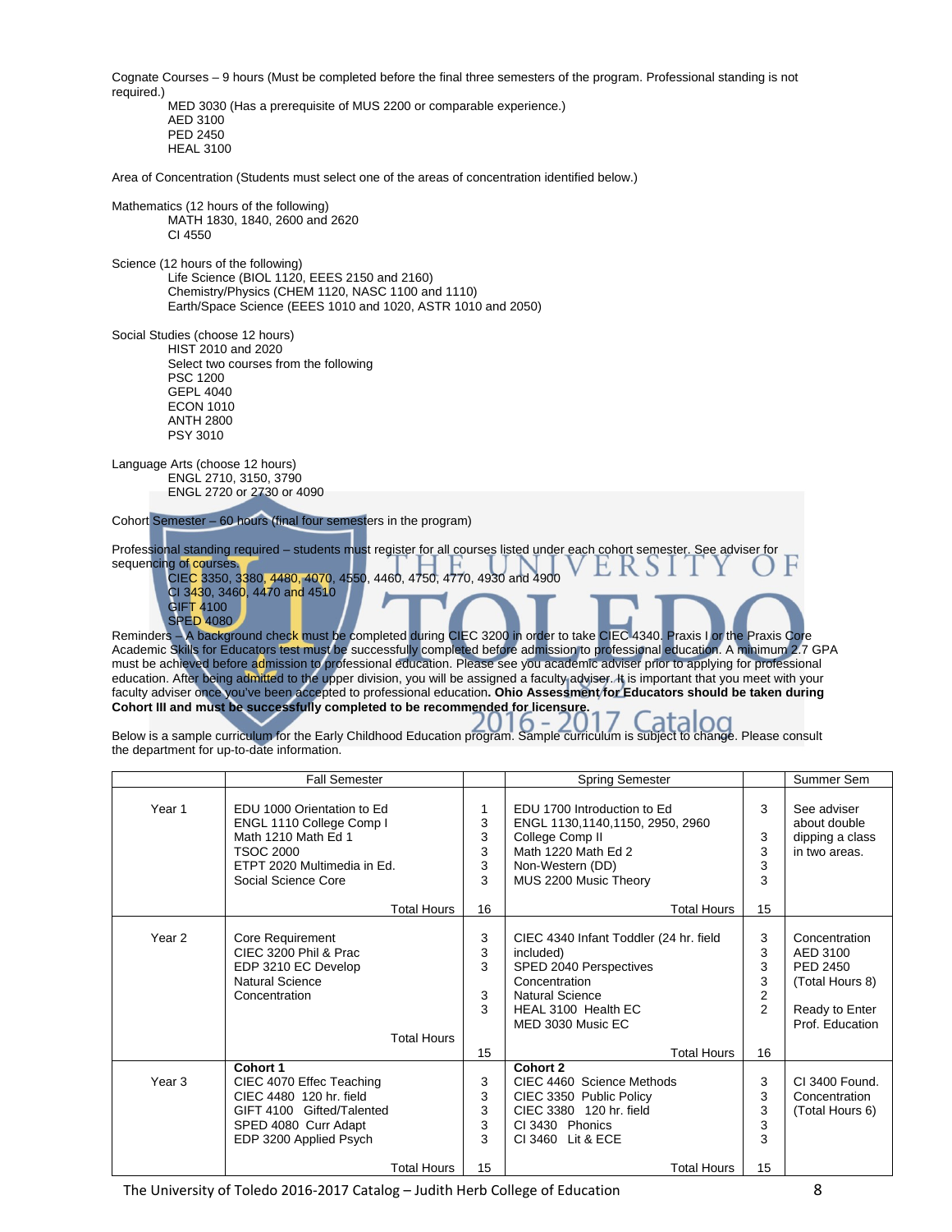Cognate Courses – 9 hours (Must be completed before the final three semesters of the program. Professional standing is not required.)

- MED 3030 (Has a prerequisite of MUS 2200 or comparable experience.)
- AED 3100
- PED 2450
- HEAL 3100

Area of Concentration (Students must select one of the areas of concentration identified below.)

Mathematics (12 hours of the following)

- MATH 1830, 1840, 2600 and 2620
- CI 4550

Science (12 hours of the following)

- Life Science (BIOL 1120, EEES 2150 and 2160)
- Chemistry/Physics (CHEM 1120, NASC 1100 and 1110)
- Earth/Space Science (EEES 1010 and 1020, ASTR 1010 and 2050)

Social Studies (choose 12 hours)

- HIST 2010 and 2020
- Select two courses from the following
- PSC 1200
- GEPL 4040
- ECON 1010
- ANTH 2800
- PSY 3010

Language Arts (choose 12 hours)

- ENGL 2710, 3150, 3790
- ENGL 2720 or 2730 or 4090

Cohort Semester – 60 hours (final four semesters in the program)

Professional standing required – students must register for all courses listed under each cohort semester. See adviser for sequencing of courses.

- CIEC 3350, 3380, 4480, 4070, 4550, 4460, 4750, 4770, 4930 and 4900
- CI 3430, 3460, 4470 and 4510
- GIFT 4100
- SPED 4080

Reminders – A background check must be completed during CIEC 3200 in order to take CIEC 4340. Praxis I or the Praxis Core Academic Skills for Educators test must be successfully completed before admission to professional education. A minimum 2.7 GPA must be achieved before admission to professional education. Please see you academic adviser prior to applying for professional education. After being admitted to the upper division, you will be assigned a faculty adviser. It is important that you meet with your faculty adviser once you've been accepted to professional education. **Ohio Assessment for Educators should be taken during Cohort III and must be successfully completed to be recommended for licensure.**

Below is a sample curriculum for the Early Childhood Education program. Sample curriculum is subject to change. Please consult the department for up-to-date information.

| | Fall Semester | | Spring Semester | | Summer Sem |
|---|---|---|---|---|---|
| Year 1 | EDU 1000 Orientation to Ed<br>ENGL 1110 College Comp I<br>Math 1210 Math Ed 1<br>TSOC 2000<br>ETPT 2020 Multimedia in Ed.<br>Social Science Core | 1<br>3<br>3<br>3<br>3<br>3 | EDU 1700 Introduction to Ed<br>ENGL 1130,1140,1150, 2950, 2960 College Comp II<br>Math 1220 Math Ed 2<br>Non-Western (DD)<br>MUS 2200 Music Theory | 3<br><br>3<br>3<br>3<br>3 | See adviser about double dipping a class in two areas. |
| | Total Hours | 16 | Total Hours | 15 | |
| Year 2 | Core Requirement<br>CIEC 3200 Phil & Prac<br>EDP 3210 EC Develop<br>Natural Science<br>Concentration | 3<br>3<br>3<br><br>3<br>3 | CIEC 4340 Infant Toddler (24 hr. field included)<br>SPED 2040 Perspectives<br>Concentration<br>Natural Science<br>HEAL 3100 Health EC<br>MED 3030 Music EC | 3<br>3<br>3<br>3<br>2<br>2 | Concentration<br>AED 3100<br>PED 2450<br>(Total Hours 8)<br><br>Ready to Enter Prof. Education |
| | Total Hours | 15 | Total Hours | 16 | |
| Year 3 | **Cohort 1**<br>CIEC 4070 Effec Teaching<br>CIEC 4480 120 hr. field<br>GIFT 4100 Gifted/Talented<br>SPED 4080 Curr Adapt<br>EDP 3200 Applied Psych | <br>3<br>3<br>3<br>3<br>3 | **Cohort 2**<br>CIEC 4460 Science Methods<br>CIEC 3350 Public Policy<br>CIEC 3380 120 hr. field<br>CI 3430 Phonics<br>CI 3460 Lit & ECE | <br>3<br>3<br>3<br>3<br>3 | CI 3400 Found.<br>Concentration<br>(Total Hours 6) |
| | Total Hours | 15 | Total Hours | 15 | |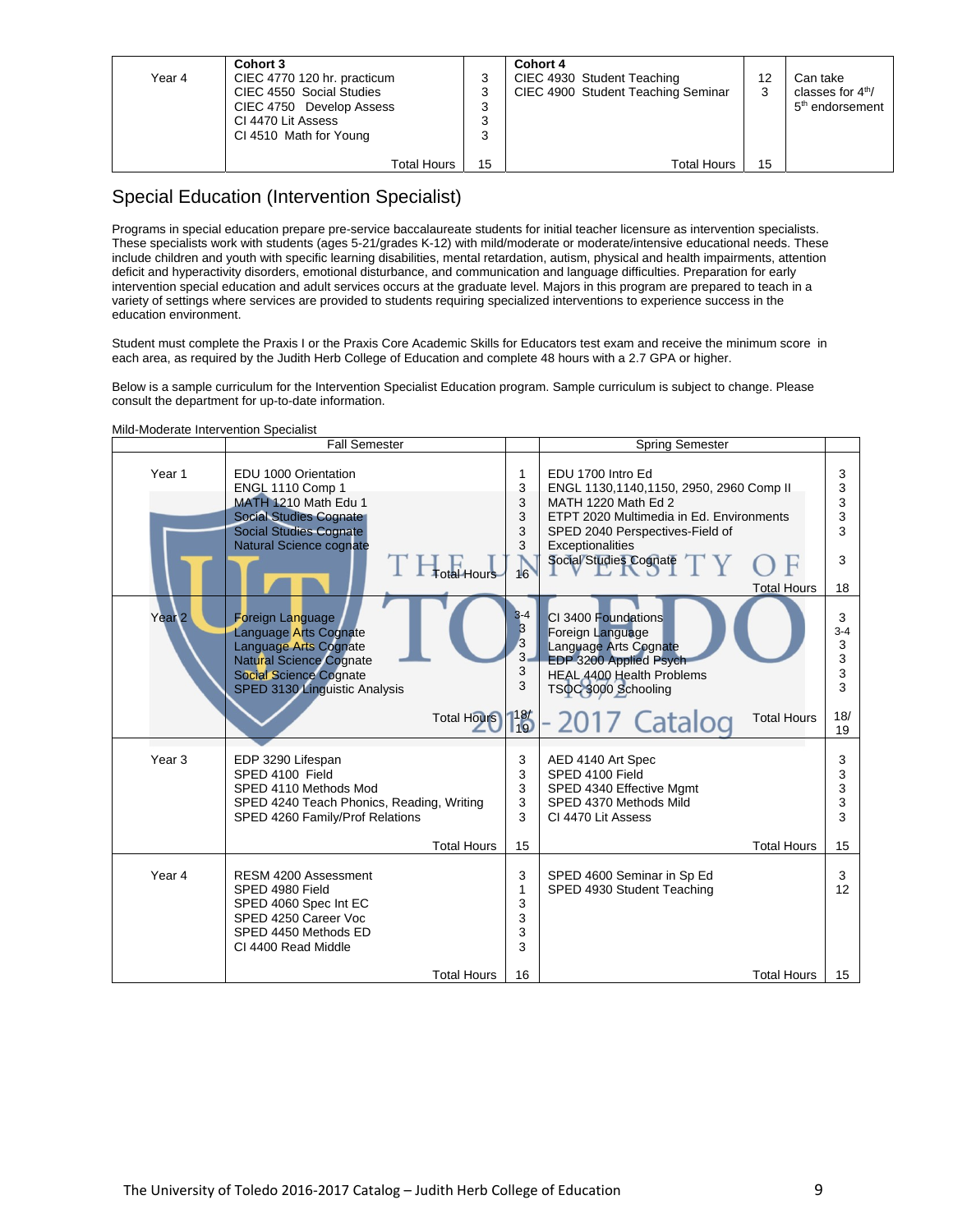| Year 4 | Cohort 3<br>CIEC 4770 120 hr. practicum<br>CIEC 4550 Social Studies<br>CIEC 4750 Develop Assess<br>CI 4470 Lit Assess<br>CI 4510 Math for Young | 3<br>3<br>3<br>3<br>3 | Cohort 4<br>CIEC 4930 Student Teaching<br>CIEC 4900 Student Teaching Seminar | 12<br>3 | Can take classes for 4th/ 5th endorsement |
|---|---|---|---|---|---|
| | Total Hours | 15 | Total Hours | 15 | |

## Special Education (Intervention Specialist)

Programs in special education prepare pre-service baccalaureate students for initial teacher licensure as intervention specialists. These specialists work with students (ages 5-21/grades K-12) with mild/moderate or moderate/intensive educational needs. These include children and youth with specific learning disabilities, mental retardation, autism, physical and health impairments, attention deficit and hyperactivity disorders, emotional disturbance, and communication and language difficulties. Preparation for early intervention special education and adult services occurs at the graduate level. Majors in this program are prepared to teach in a variety of settings where services are provided to students requiring specialized interventions to experience success in the education environment.

Student must complete the Praxis I or the Praxis Core Academic Skills for Educators test exam and receive the minimum score in each area, as required by the Judith Herb College of Education and complete 48 hours with a 2.7 GPA or higher.

Below is a sample curriculum for the Intervention Specialist Education program. Sample curriculum is subject to change. Please consult the department for up-to-date information.

Mild-Moderate Intervention Specialist

| | Fall Semester | | Spring Semester | |
|---|---|---|---|---|
| Year 1 | EDU 1000 Orientation<br>ENGL 1110 Comp 1<br>MATH 1210 Math Edu 1<br>Social Studies Cognate<br>Social Studies Cognate<br>Natural Science cognate | 1<br>3<br>3<br>3<br>3<br>3 | EDU 1700 Intro Ed<br>ENGL 1130,1140,1150, 2950, 2960 Comp II<br>MATH 1220 Math Ed 2<br>ETPT 2020 Multimedia in Ed. Environments<br>SPED 2040 Perspectives-Field of Exceptionalities<br>Social Studies Cognate | 3<br>3<br>3<br>3<br>3<br><br>3 |
| | Total Hours | 16 | Total Hours | 18 |
| Year 2 | Foreign Language<br>Language Arts Cognate<br>Language Arts Cognate<br>Natural Science Cognate<br>Social Science Cognate<br>SPED 3130 Linguistic Analysis | 3-4<br>3<br>3<br>3<br>3<br>3 | CI 3400 Foundations<br>Foreign Language<br>Language Arts Cognate<br>EDP 3200 Applied Psych<br>HEAL 4400 Health Problems<br>TSOC 3000 Schooling | 3<br>3-4<br>3<br>3<br>3<br>3 |
| | Total Hours | 18/ 19 | Total Hours | 18/ 19 |
| Year 3 | EDP 3290 Lifespan<br>SPED 4100 Field<br>SPED 4110 Methods Mod<br>SPED 4240 Teach Phonics, Reading, Writing<br>SPED 4260 Family/Prof Relations | 3<br>3<br>3<br>3<br>3 | AED 4140 Art Spec<br>SPED 4100 Field<br>SPED 4340 Effective Mgmt<br>SPED 4370 Methods Mild<br>CI 4470 Lit Assess | 3<br>3<br>3<br>3<br>3 |
| | Total Hours | 15 | Total Hours | 15 |
| Year 4 | RESM 4200 Assessment<br>SPED 4980 Field<br>SPED 4060 Spec Int EC<br>SPED 4250 Career Voc<br>SPED 4450 Methods ED<br>CI 4400 Read Middle | 3<br>1<br>3<br>3<br>3<br>3 | SPED 4600 Seminar in Sp Ed<br>SPED 4930 Student Teaching | 3<br>12 |
| | Total Hours | 16 | Total Hours | 15 |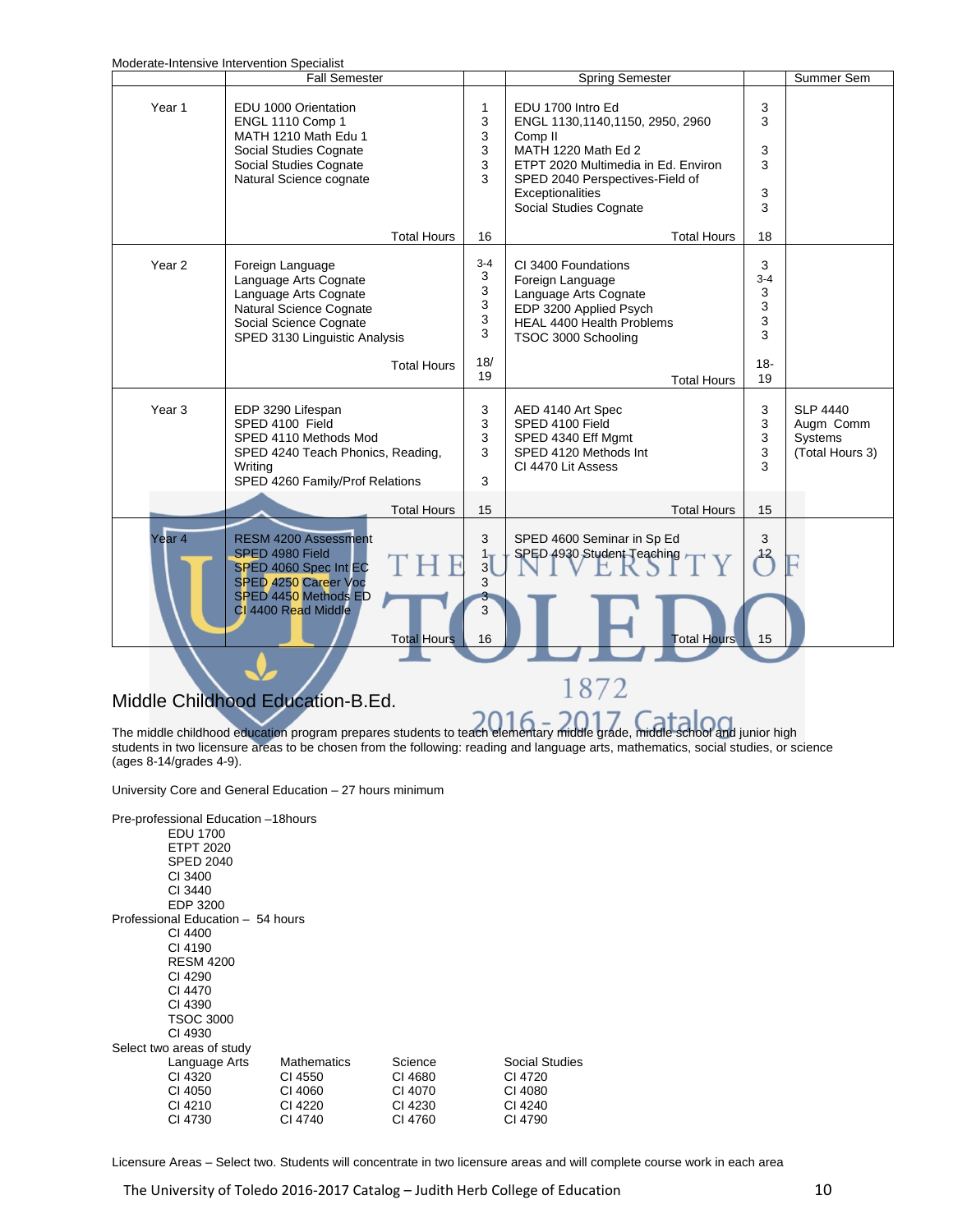Moderate-Intensive Intervention Specialist

| | Fall Semester | | Spring Semester | | Summer Sem |
|---|---|---|---|---|---|
| Year 1 | EDU 1000 Orientation<br>ENGL 1110 Comp 1<br>MATH 1210 Math Edu 1<br>Social Studies Cognate<br>Social Studies Cognate<br>Natural Science cognate | 1<br>3<br>3<br>3<br>3<br>3 | EDU 1700 Intro Ed<br>ENGL 1130,1140,1150, 2950, 2960 Comp II<br>MATH 1220 Math Ed 2<br>ETPT 2020 Multimedia in Ed. Environ<br>SPED 2040 Perspectives-Field of Exceptionalities<br>Social Studies Cognate | 3<br>3<br>3<br>3<br>3<br>3 | |
| | Total Hours | 16 | Total Hours | 18 | |
| Year 2 | Foreign Language<br>Language Arts Cognate<br>Language Arts Cognate<br>Natural Science Cognate<br>Social Science Cognate<br>SPED 3130 Linguistic Analysis | 3-4<br>3<br>3<br>3<br>3<br>3 | CI 3400 Foundations<br>Foreign Language<br>Language Arts Cognate<br>EDP 3200 Applied Psych<br>HEAL 4400 Health Problems<br>TSOC 3000 Schooling | 3<br>3-4<br>3<br>3<br>3<br>3 | |
| | Total Hours | 18/<br>19 | Total Hours | 18-<br>19 | |
| Year 3 | EDP 3290 Lifespan<br>SPED 4100 Field<br>SPED 4110 Methods Mod<br>SPED 4240 Teach Phonics, Reading, Writing<br>SPED 4260 Family/Prof Relations | 3<br>3<br>3<br>3<br>3 | AED 4140 Art Spec<br>SPED 4100 Field<br>SPED 4340 Eff Mgmt<br>SPED 4120 Methods Int<br>CI 4470 Lit Assess | 3<br>3<br>3<br>3<br>3 | SLP 4440 Augm Comm Systems (Total Hours 3) |
| | Total Hours | 15 | Total Hours | 15 | |
| Year 4 | RESM 4200 Assessment<br>SPED 4980 Field<br>SPED 4060 Spec Int EC<br>SPED 4250 Career Voc<br>SPED 4450 Methods ED<br>CI 4400 Read Middle | 3<br>1<br>3<br>3<br>3<br>3 | SPED 4600 Seminar in Sp Ed<br>SPED 4930 Student Teaching | 3<br>12 | |
| | Total Hours | 16 | Total Hours | 15 | |

## Middle Childhood Education-B.Ed.

The middle childhood education program prepares students to teach elementary middle grade, middle school and junior high students in two licensure areas to be chosen from the following: reading and language arts, mathematics, social studies, or science (ages 8-14/grades 4-9).

University Core and General Education – 27 hours minimum

Pre-professional Education –18hours
- EDU 1700
- ETPT 2020
- SPED 2040
- CI 3400
- CI 3440
- EDP 3200

Professional Education – 54 hours
- CI 4400
- CI 4190
- RESM 4200
- CI 4290
- CI 4470
- CI 4390
- TSOC 3000
- CI 4930

Select two areas of study

| Language Arts | Mathematics | Science | Social Studies |
|---|---|---|---|
| CI 4320 | CI 4550 | CI 4680 | CI 4720 |
| CI 4050 | CI 4060 | CI 4070 | CI 4080 |
| CI 4210 | CI 4220 | CI 4230 | CI 4240 |
| CI 4730 | CI 4740 | CI 4760 | CI 4790 |

Licensure Areas – Select two. Students will concentrate in two licensure areas and will complete course work in each area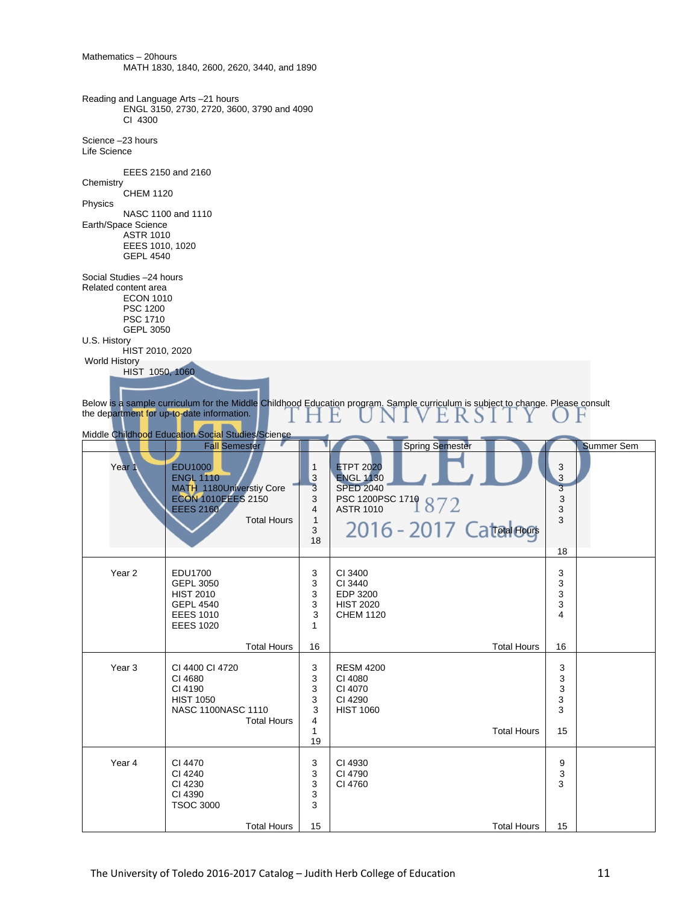Mathematics – 20hours

MATH 1830, 1840, 2600, 2620, 3440, and 1890

Reading and Language Arts –21 hours

ENGL 3150, 2730, 2720, 3600, 3790 and 4090
CI 4300

Science –23 hours

Life Science

EEES 2150 and 2160

Chemistry

CHEM 1120

Physics

NASC 1100 and 1110

Earth/Space Science

ASTR 1010
EEES 1010, 1020
GEPL 4540

Social Studies –24 hours

Related content area

ECON 1010
PSC 1200
PSC 1710
GEPL 3050

U.S. History

HIST 2010, 2020

World History

HIST 1050, 1060

Below is a sample curriculum for the Middle Childhood Education program. Sample curriculum is subject to change. Please consult the department for up-to-date information.

Middle Childhood Education Social Studies/Science

| | Fall Semester | | Spring Semester | | Summer Sem |
|---|---|---|---|---|---|
| Year 1 | EDU1000<br>ENGL 1110<br>MATH 1180Universtiy Core<br>ECON 1010EEES 2150<br>EEES 2160<br>Total Hours | 1<br>3<br>3<br>3<br>4<br>1<br>3<br>18 | ETPT 2020<br>ENGL 1130<br>SPED 2040<br>PSC 1200PSC 1710<br>ASTR 1010<br>Total Hours | 3<br>3<br>3<br>3<br>3<br>3<br>18 | |
| Year 2 | EDU1700<br>GEPL 3050<br>HIST 2010<br>GEPL 4540<br>EEES 1010<br>EEES 1020<br>Total Hours | 3<br>3<br>3<br>3<br>3<br>1<br>16 | CI 3400<br>CI 3440<br>EDP 3200<br>HIST 2020<br>CHEM 1120<br>Total Hours | 3<br>3<br>3<br>3<br>4<br>16 | |
| Year 3 | CI 4400 CI 4720<br>CI 4680<br>CI 4190<br>HIST 1050<br>NASC 1100NASC 1110<br>Total Hours | 3<br>3<br>3<br>3<br>3<br>4<br>1<br>19 | RESM 4200<br>CI 4080<br>CI 4070<br>CI 4290<br>HIST 1060<br>Total Hours | 3<br>3<br>3<br>3<br>3<br>15 | |
| Year 4 | CI 4470<br>CI 4240<br>CI 4230<br>CI 4390<br>TSOC 3000<br>Total Hours | 3<br>3<br>3<br>3<br>3<br>15 | CI 4930<br>CI 4790<br>CI 4760<br>Total Hours | 9<br>3<br>3<br>15 | |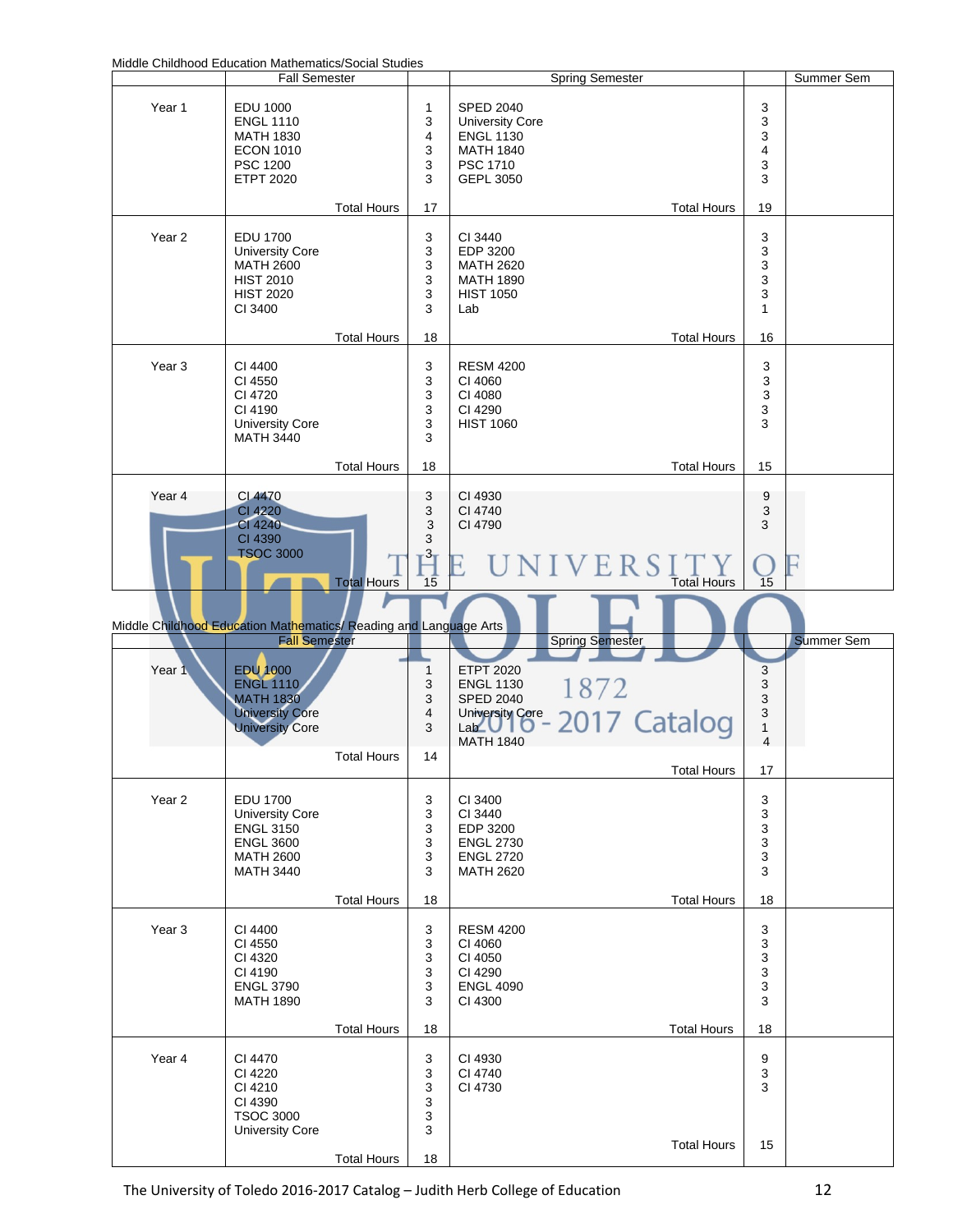Middle Childhood Education Mathematics/Social Studies

| | Fall Semester | | Spring Semester | | Summer Sem |
|---|---|---|---|---|---|
| Year 1 | EDU 1000 | 1 | SPED 2040 | 3 | |
| | ENGL 1110 | 3 | University Core | 3 | |
| | MATH 1830 | 4 | ENGL 1130 | 3 | |
| | ECON 1010 | 3 | MATH 1840 | 4 | |
| | PSC 1200 | 3 | PSC 1710 | 3 | |
| | ETPT 2020 | 3 | GEPL 3050 | 3 | |
| | Total Hours | 17 | Total Hours | 19 | |
| Year 2 | EDU 1700 | 3 | CI 3440 | 3 | |
| | University Core | 3 | EDP 3200 | 3 | |
| | MATH 2600 | 3 | MATH 2620 | 3 | |
| | HIST 2010 | 3 | MATH 1890 | 3 | |
| | HIST 2020 | 3 | HIST 1050 | 3 | |
| | CI 3400 | 3 | Lab | 1 | |
| | Total Hours | 18 | Total Hours | 16 | |
| Year 3 | CI 4400 | 3 | RESM 4200 | 3 | |
| | CI 4550 | 3 | CI 4060 | 3 | |
| | CI 4720 | 3 | CI 4080 | 3 | |
| | CI 4190 | 3 | CI 4290 | 3 | |
| | University Core | 3 | HIST 1060 | 3 | |
| | MATH 3440 | 3 | | | |
| | Total Hours | 18 | Total Hours | 15 | |
| Year 4 | CI 4470 | 3 | CI 4930 | 9 | |
| | CI 4220 | 3 | CI 4740 | 3 | |
| | CI 4240 | 3 | CI 4790 | 3 | |
| | CI 4390 | 3 | | | |
| | TSOC 3000 | 3 | | | |
| | Total Hours | 15 | Total Hours | 15 | |

Middle Childhood Education Mathematics/ Reading and Language Arts

| | Fall Semester | | Spring Semester | | Summer Sem |
|---|---|---|---|---|---|
| Year 1 | EDU 1000 | 1 | ETPT 2020 | 3 | |
| | ENGL 1110 | 3 | ENGL 1130 | 3 | |
| | MATH 1830 | 3 | SPED 2040 | 3 | |
| | University Core | 4 | University Core | 3 | |
| | University Core | 3 | Lab | 1 | |
| | | | MATH 1840 | 4 | |
| | Total Hours | 14 | Total Hours | 17 | |
| Year 2 | EDU 1700 | 3 | CI 3400 | 3 | |
| | University Core | 3 | CI 3440 | 3 | |
| | ENGL 3150 | 3 | EDP 3200 | 3 | |
| | ENGL 3600 | 3 | ENGL 2730 | 3 | |
| | MATH 2600 | 3 | ENGL 2720 | 3 | |
| | MATH 3440 | 3 | MATH 2620 | 3 | |
| | Total Hours | 18 | Total Hours | 18 | |
| Year 3 | CI 4400 | 3 | RESM 4200 | 3 | |
| | CI 4550 | 3 | CI 4060 | 3 | |
| | CI 4320 | 3 | CI 4050 | 3 | |
| | CI 4190 | 3 | CI 4290 | 3 | |
| | ENGL 3790 | 3 | ENGL 4090 | 3 | |
| | MATH 1890 | 3 | CI 4300 | 3 | |
| | Total Hours | 18 | Total Hours | 18 | |
| Year 4 | CI 4470 | 3 | CI 4930 | 9 | |
| | CI 4220 | 3 | CI 4740 | 3 | |
| | CI 4210 | 3 | CI 4730 | 3 | |
| | CI 4390 | 3 | | | |
| | TSOC 3000 | 3 | | | |
| | University Core | 3 | | | |
| | Total Hours | 18 | Total Hours | 15 | |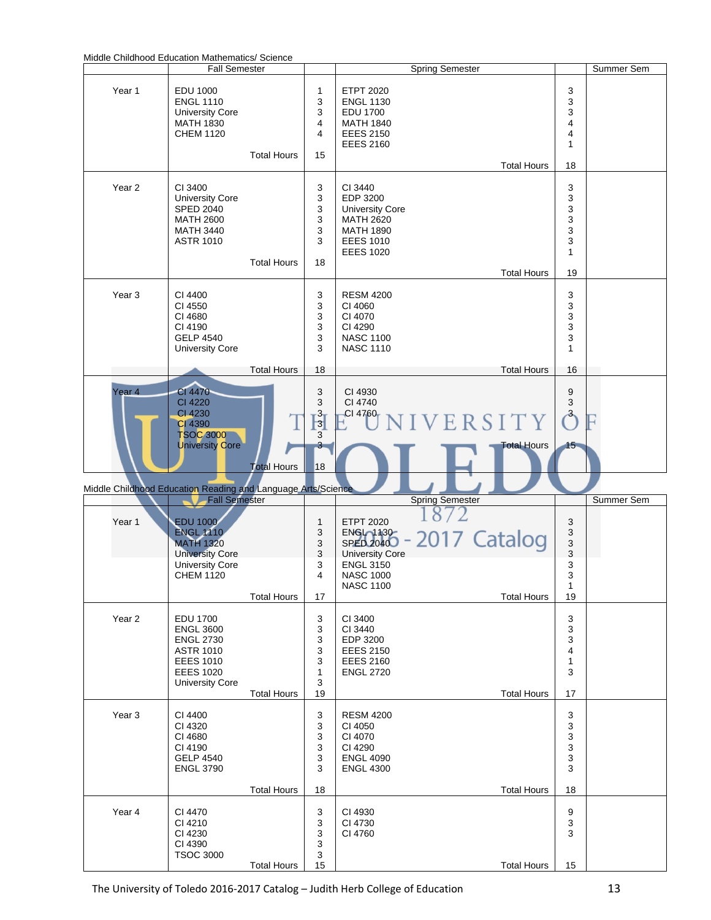Middle Childhood Education Mathematics/ Science

| | Fall Semester | | Spring Semester | | Summer Sem |
|---|---|---|---|---|---|
| Year 1 | EDU 1000<br>ENGL 1110<br>University Core<br>MATH 1830<br>CHEM 1120 | 1<br>3<br>3<br>4<br>4 | ETPT 2020<br>ENGL 1130<br>EDU 1700<br>MATH 1840<br>EEES 2150<br>EEES 2160 | 3<br>3<br>3<br>4<br>4<br>1 | |
| | Total Hours | 15 | Total Hours | 18 | |
| Year 2 | CI 3400<br>University Core<br>SPED 2040<br>MATH 2600<br>MATH 3440<br>ASTR 1010 | 3<br>3<br>3<br>3<br>3<br>3 | CI 3440<br>EDP 3200<br>University Core<br>MATH 2620<br>MATH 1890<br>EEES 1010<br>EEES 1020 | 3<br>3<br>3<br>3<br>3<br>3<br>1 | |
| | Total Hours | 18 | Total Hours | 19 | |
| Year 3 | CI 4400<br>CI 4550<br>CI 4680<br>CI 4190<br>GELP 4540<br>University Core | 3<br>3<br>3<br>3<br>3<br>3 | RESM 4200<br>CI 4060<br>CI 4070<br>CI 4290<br>NASC 1100<br>NASC 1110 | 3<br>3<br>3<br>3<br>3<br>1 | |
| | Total Hours | 18 | Total Hours | 16 | |
| Year 4 | CI 4470<br>CI 4220<br>CI 4230<br>CI 4390<br>TSOC 3000<br>University Core | 3<br>3<br>3<br>3<br>3<br>3 | CI 4930<br>CI 4740<br>CI 4760 | 9<br>3<br>3 | |
| | Total Hours | 18 | Total Hours | 15 | |

Middle Childhood Education Reading and Language Arts/Science

| | Fall Semester | | Spring Semester | | Summer Sem |
|---|---|---|---|---|---|
| Year 1 | EDU 1000<br>ENGL 1110<br>MATH 1320<br>University Core<br>University Core<br>CHEM 1120 | 1<br>3<br>3<br>3<br>3<br>4 | ETPT 2020<br>ENGL 1130<br>SPED 2040<br>University Core<br>ENGL 3150<br>NASC 1000<br>NASC 1100 | 3<br>3<br>3<br>3<br>3<br>3<br>1 | |
| | Total Hours | 17 | Total Hours | 19 | |
| Year 2 | EDU 1700<br>ENGL 3600<br>ENGL 2730<br>ASTR 1010<br>EEES 1010<br>EEES 1020<br>University Core | 3<br>3<br>3<br>3<br>3<br>1<br>3 | CI 3400<br>CI 3440<br>EDP 3200<br>EEES 2150<br>EEES 2160<br>ENGL 2720 | 3<br>3<br>3<br>4<br>1<br>3 | |
| | Total Hours | 19 | Total Hours | 17 | |
| Year 3 | CI 4400<br>CI 4320<br>CI 4680<br>CI 4190<br>GELP 4540<br>ENGL 3790 | 3<br>3<br>3<br>3<br>3<br>3 | RESM 4200<br>CI 4050<br>CI 4070<br>CI 4290<br>ENGL 4090<br>ENGL 4300 | 3<br>3<br>3<br>3<br>3<br>3 | |
| | Total Hours | 18 | Total Hours | 18 | |
| Year 4 | CI 4470<br>CI 4210<br>CI 4230<br>CI 4390<br>TSOC 3000 | 3<br>3<br>3<br>3<br>3 | CI 4930<br>CI 4730<br>CI 4760 | 9<br>3<br>3 | |
| | Total Hours | 15 | Total Hours | 15 | |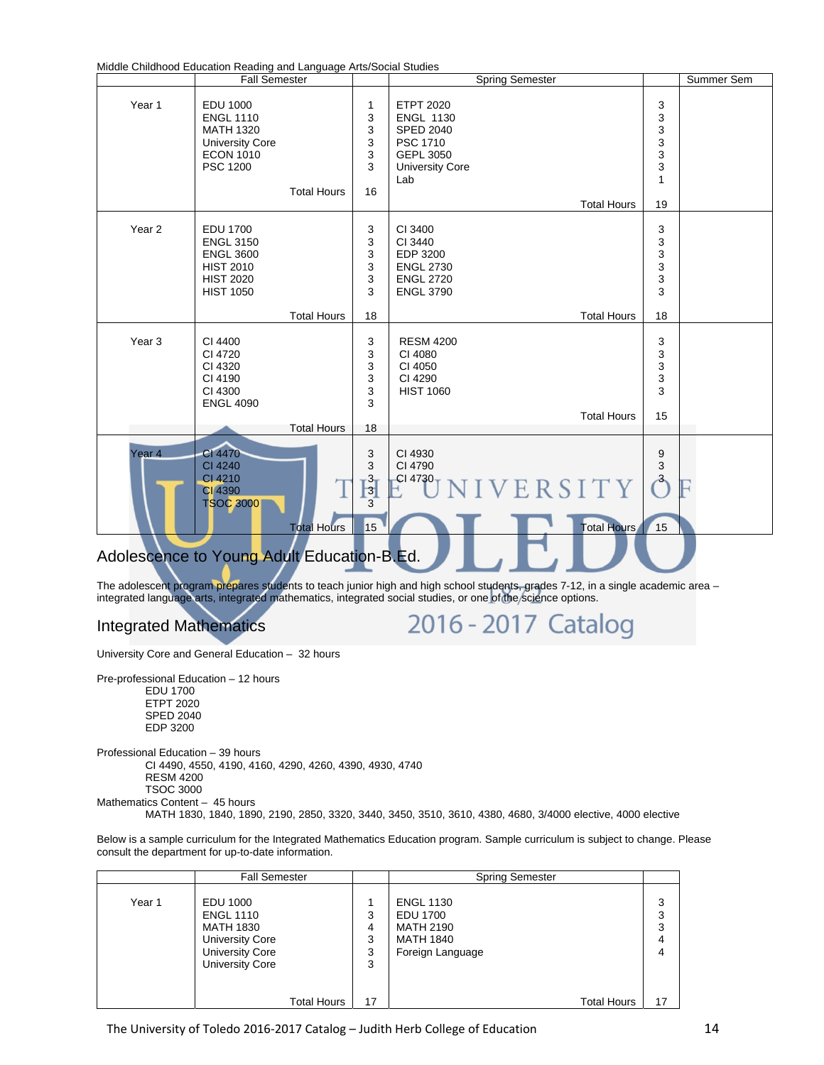Middle Childhood Education Reading and Language Arts/Social Studies

| | Fall Semester | | Spring Semester | | Summer Sem |
|---|---|---|---|---|---|
| Year 1 | EDU 1000 | 1 | ETPT 2020 | 3 | |
| | ENGL 1110 | 3 | ENGL 1130 | 3 | |
| | MATH 1320 | 3 | SPED 2040 | 3 | |
| | University Core | 3 | PSC 1710 | 3 | |
| | ECON 1010 | 3 | GEPL 3050 | 3 | |
| | PSC 1200 | 3 | University Core | 3 | |
| | | | Lab | 1 | |
| | Total Hours | 16 | Total Hours | 19 | |
| Year 2 | EDU 1700 | 3 | CI 3400 | 3 | |
| | ENGL 3150 | 3 | CI 3440 | 3 | |
| | ENGL 3600 | 3 | EDP 3200 | 3 | |
| | HIST 2010 | 3 | ENGL 2730 | 3 | |
| | HIST 2020 | 3 | ENGL 2720 | 3 | |
| | HIST 1050 | 3 | ENGL 3790 | 3 | |
| | Total Hours | 18 | Total Hours | 18 | |
| Year 3 | CI 4400 | 3 | RESM 4200 | 3 | |
| | CI 4720 | 3 | CI 4080 | 3 | |
| | CI 4320 | 3 | CI 4050 | 3 | |
| | CI 4190 | 3 | CI 4290 | 3 | |
| | CI 4300 | 3 | HIST 1060 | 3 | |
| | ENGL 4090 | 3 | | | |
| | Total Hours | 18 | Total Hours | 15 | |
| Year 4 | CI 4470 | 3 | CI 4930 | 9 | |
| | CI 4240 | 3 | CI 4790 | 3 | |
| | CI 4210 | 3 | CI 4730 | 3 | |
| | CI 4390 | 3 | | | |
| | TSOC 3000 | 3 | | | |
| | Total Hours | 15 | Total Hours | 15 | |

## Adolescence to Young Adult Education-B.Ed.

The adolescent program prepares students to teach junior high and high school students, grades 7-12, in a single academic area – integrated language arts, integrated mathematics, integrated social studies, or one of the science options.

### Integrated Mathematics

University Core and General Education – 32 hours

Pre-professional Education – 12 hours
- EDU 1700
- ETPT 2020
- SPED 2040
- EDP 3200

Professional Education – 39 hours
- CI 4490, 4550, 4190, 4160, 4290, 4260, 4390, 4930, 4740
- RESM 4200
- TSOC 3000

Mathematics Content – 45 hours
- MATH 1830, 1840, 1890, 2190, 2850, 3320, 3440, 3450, 3510, 3610, 4380, 4680, 3/4000 elective, 4000 elective

Below is a sample curriculum for the Integrated Mathematics Education program. Sample curriculum is subject to change. Please consult the department for up-to-date information.

| | Fall Semester | | Spring Semester | |
|---|---|---|---|---|
| Year 1 | EDU 1000 | 1 | ENGL 1130 | 3 |
| | ENGL 1110 | 3 | EDU 1700 | 3 |
| | MATH 1830 | 4 | MATH 2190 | 3 |
| | University Core | 3 | MATH 1840 | 4 |
| | University Core | 3 | Foreign Language | 4 |
| | University Core | 3 | | |
| | Total Hours | 17 | Total Hours | 17 |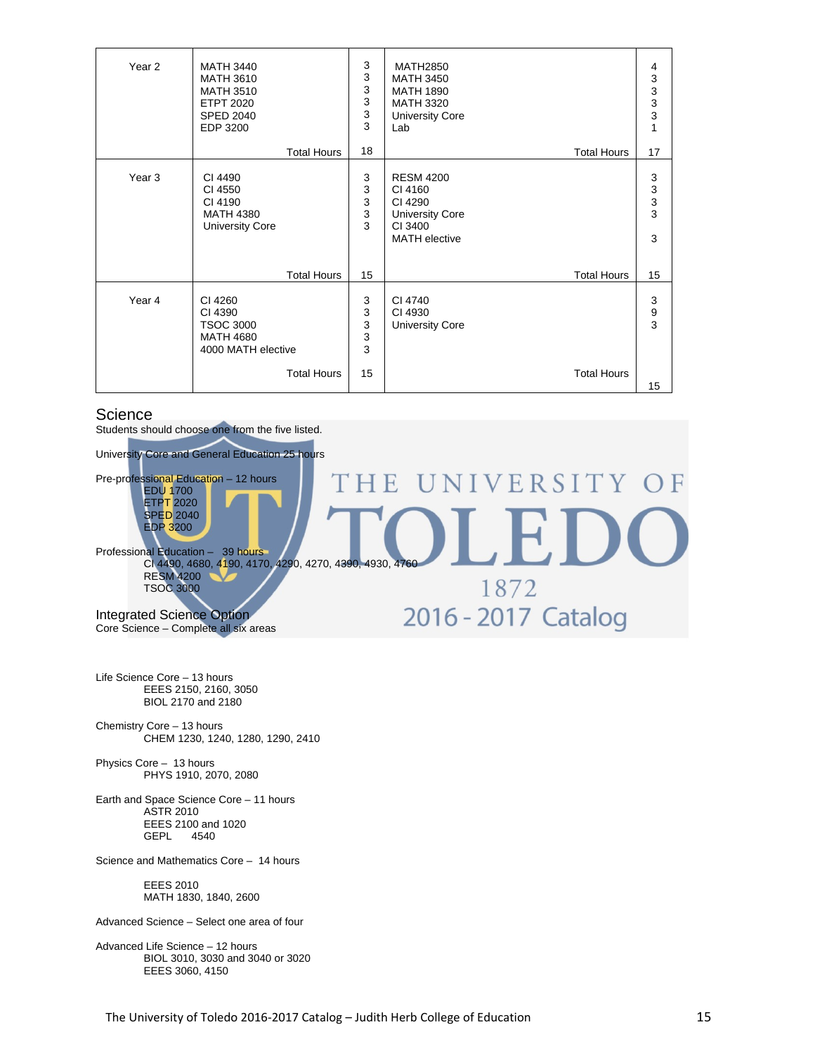| | | | | |
|---|---|---|---|---|
| Year 2 | MATH 3440<br>MATH 3610<br>MATH 3510<br>ETPT 2020<br>SPED 2040<br>EDP 3200 | 3<br>3<br>3<br>3<br>3<br>3 | MATH2850<br>MATH 3450<br>MATH 1890<br>MATH 3320<br>University Core<br>Lab | 4<br>3<br>3<br>3<br>3<br>1 |
| | Total Hours | 18 | Total Hours | 17 |
| Year 3 | CI 4490<br>CI 4550<br>CI 4190<br>MATH 4380<br>University Core | 3<br>3<br>3<br>3<br>3 | RESM 4200<br>CI 4160<br>CI 4290<br>University Core<br>CI 3400<br>MATH elective | 3<br>3<br>3<br>3<br><br>3 |
| | Total Hours | 15 | Total Hours | 15 |
| Year 4 | CI 4260<br>CI 4390<br>TSOC 3000<br>MATH 4680<br>4000 MATH elective | 3<br>3<br>3<br>3<br>3 | CI 4740<br>CI 4930<br>University Core | 3<br>9<br>3 |
| | Total Hours | 15 | Total Hours | 15 |

## Science

Students should choose one from the five listed.

University Core and General Education 25 hours

Pre-professional Education – 12 hours
- EDU 1700
- ETPT 2020
- SPED 2040
- EDP 3200

Professional Education – 39 hours
- CI 4490, 4680, 4190, 4170, 4290, 4270, 4390, 4930, 4760
- RESM 4200
- TSOC 3000

### Integrated Science Option

Core Science – Complete all six areas

Life Science Core – 13 hours
- EEES 2150, 2160, 3050
- BIOL 2170 and 2180

Chemistry Core – 13 hours
- CHEM 1230, 1240, 1280, 1290, 2410

Physics Core – 13 hours
- PHYS 1910, 2070, 2080

Earth and Space Science Core – 11 hours
- ASTR 2010
- EEES 2100 and 1020
- GEPL 4540

Science and Mathematics Core – 14 hours
- EEES 2010
- MATH 1830, 1840, 2600

Advanced Science – Select one area of four

Advanced Life Science – 12 hours
- BIOL 3010, 3030 and 3040 or 3020
- EEES 3060, 4150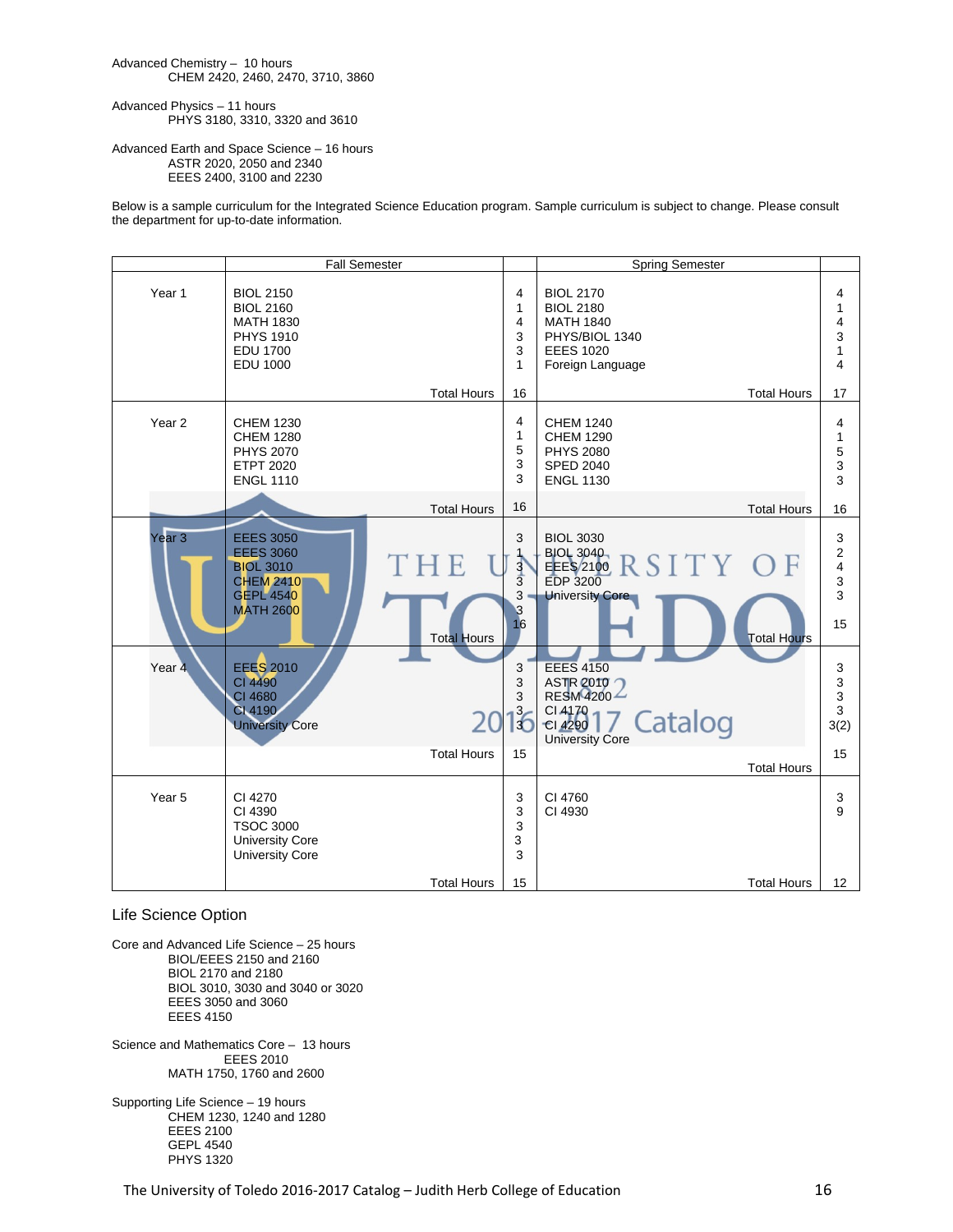Advanced Chemistry – 10 hours
CHEM 2420, 2460, 2470, 3710, 3860

Advanced Physics – 11 hours
PHYS 3180, 3310, 3320 and 3610

Advanced Earth and Space Science – 16 hours
ASTR 2020, 2050 and 2340
EEES 2400, 3100 and 2230

Below is a sample curriculum for the Integrated Science Education program. Sample curriculum is subject to change. Please consult the department for up-to-date information.

| | Fall Semester | | Spring Semester | |
|---|---|---|---|---|
| Year 1 | BIOL 2150 | 4 | BIOL 2170 | 4 |
| | BIOL 2160 | 1 | BIOL 2180 | 1 |
| | MATH 1830 | 4 | MATH 1840 | 4 |
| | PHYS 1910 | 3 | PHYS/BIOL 1340 | 3 |
| | EDU 1700 | 3 | EEES 1020 | 1 |
| | EDU 1000 | 1 | Foreign Language | 4 |
| | Total Hours | 16 | Total Hours | 17 |
| Year 2 | CHEM 1230 | 4 | CHEM 1240 | 4 |
| | CHEM 1280 | 1 | CHEM 1290 | 1 |
| | PHYS 2070 | 5 | PHYS 2080 | 5 |
| | ETPT 2020 | 3 | SPED 2040 | 3 |
| | ENGL 1110 | 3 | ENGL 1130 | 3 |
| | Total Hours | 16 | Total Hours | 16 |
| Year 3 | EEES 3050 | 3 | BIOL 3030 | 3 |
| | EEES 3060 | 1 | BIOL 3040 | 2 |
| | BIOL 3010 | 3 | EEES 2100 | 4 |
| | CHEM 2410 | 3 | EDP 3200 | 3 |
| | GEPL 4540 | 3 | University Core | 3 |
| | MATH 2600 | 3 | | |
| | Total Hours | 16 | Total Hours | 15 |
| Year 4 | EEES 2010 | 3 | EEES 4150 | 3 |
| | CI 4490 | 3 | ASTR 2010 | 3 |
| | CI 4680 | 3 | RESM 4200 | 3 |
| | CI 4190 | 3 | CI 4170 | 3 |
| | University Core | 3 | CI 4290 | 3(2) |
| | | | University Core | |
| | Total Hours | 15 | Total Hours | 15 |
| Year 5 | CI 4270 | 3 | CI 4760 | 3 |
| | CI 4390 | 3 | CI 4930 | 9 |
| | TSOC 3000 | 3 | | |
| | University Core | 3 | | |
| | University Core | 3 | | |
| | Total Hours | 15 | Total Hours | 12 |

## Life Science Option

Core and Advanced Life Science – 25 hours
BIOL/EEES 2150 and 2160
BIOL 2170 and 2180
BIOL 3010, 3030 and 3040 or 3020
EEES 3050 and 3060
EEES 4150

Science and Mathematics Core – 13 hours
EEES 2010
MATH 1750, 1760 and 2600

Supporting Life Science – 19 hours
CHEM 1230, 1240 and 1280
EEES 2100
GEPL 4540
PHYS 1320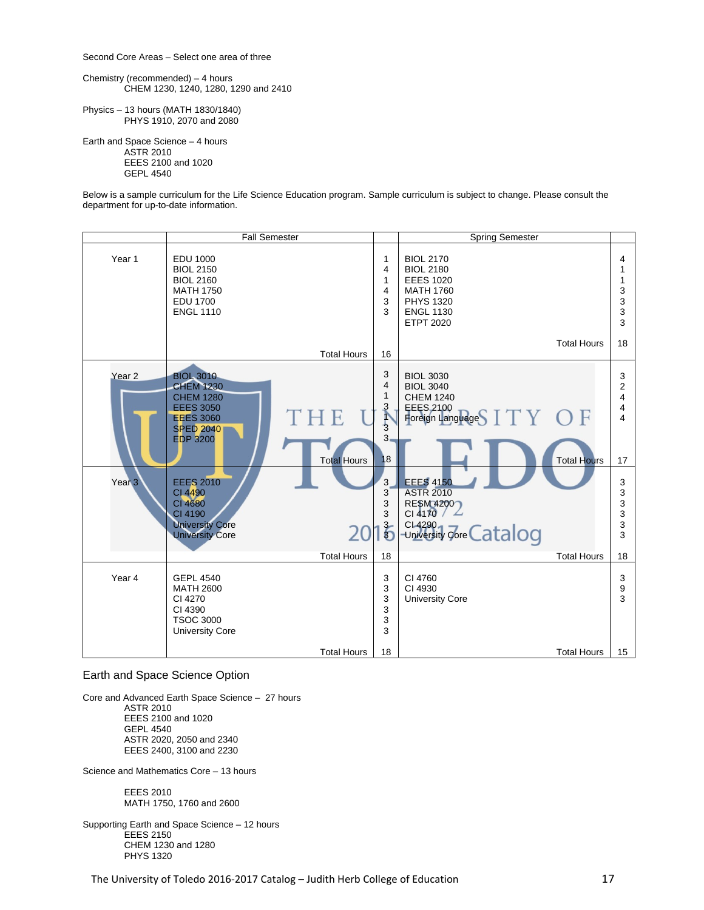Second Core Areas – Select one area of three

Chemistry (recommended) – 4 hours
CHEM 1230, 1240, 1280, 1290 and 2410

Physics – 13 hours (MATH 1830/1840)
PHYS 1910, 2070 and 2080

Earth and Space Science – 4 hours
ASTR 2010
EEES 2100 and 1020
GEPL 4540

Below is a sample curriculum for the Life Science Education program. Sample curriculum is subject to change. Please consult the department for up-to-date information.

| | Fall Semester | | Spring Semester | |
|---|---|---|---|---|
| Year 1 | EDU 1000<br>BIOL 2150<br>BIOL 2160<br>MATH 1750<br>EDU 1700<br>ENGL 1110 | 1<br>4<br>1<br>4<br>3<br>3 | BIOL 2170<br>BIOL 2180<br>EEES 1020<br>MATH 1760<br>PHYS 1320<br>ENGL 1130<br>ETPT 2020 | 4<br>1<br>1<br>3<br>3<br>3<br>3 |
| | Total Hours | 16 | Total Hours | 18 |
| Year 2 | BIOL 3010<br>CHEM 1230<br>CHEM 1280<br>EEES 3050<br>EEES 3060<br>SPED 2040<br>EDP 3200 | 3<br>4<br>1<br>3<br>1<br>3<br>3 | BIOL 3030<br>BIOL 3040<br>CHEM 1240<br>EEES 2100<br>Foreign Language | 3<br>2<br>4<br>4<br>4 |
| | Total Hours | 18 | Total Hours | 17 |
| Year 3 | EEES 2010<br>CI 4490<br>CI 4680<br>CI 4190<br>University Core<br>University Core | 3<br>3<br>3<br>3<br>3<br>3 | EEES 4150<br>ASTR 2010<br>RESM 4200<br>CI 4170<br>CI 4290<br>University Core | 3<br>3<br>3<br>3<br>3<br>3 |
| | Total Hours | 18 | Total Hours | 18 |
| Year 4 | GEPL 4540<br>MATH 2600<br>CI 4270<br>CI 4390<br>TSOC 3000<br>University Core | 3<br>3<br>3<br>3<br>3<br>3 | CI 4760<br>CI 4930<br>University Core | 3<br>9<br>3 |
| | Total Hours | 18 | Total Hours | 15 |

## Earth and Space Science Option

Core and Advanced Earth Space Science – 27 hours
ASTR 2010
EEES 2100 and 1020
GEPL 4540
ASTR 2020, 2050 and 2340
EEES 2400, 3100 and 2230

Science and Mathematics Core – 13 hours

EEES 2010
MATH 1750, 1760 and 2600

Supporting Earth and Space Science – 12 hours
EEES 2150
CHEM 1230 and 1280
PHYS 1320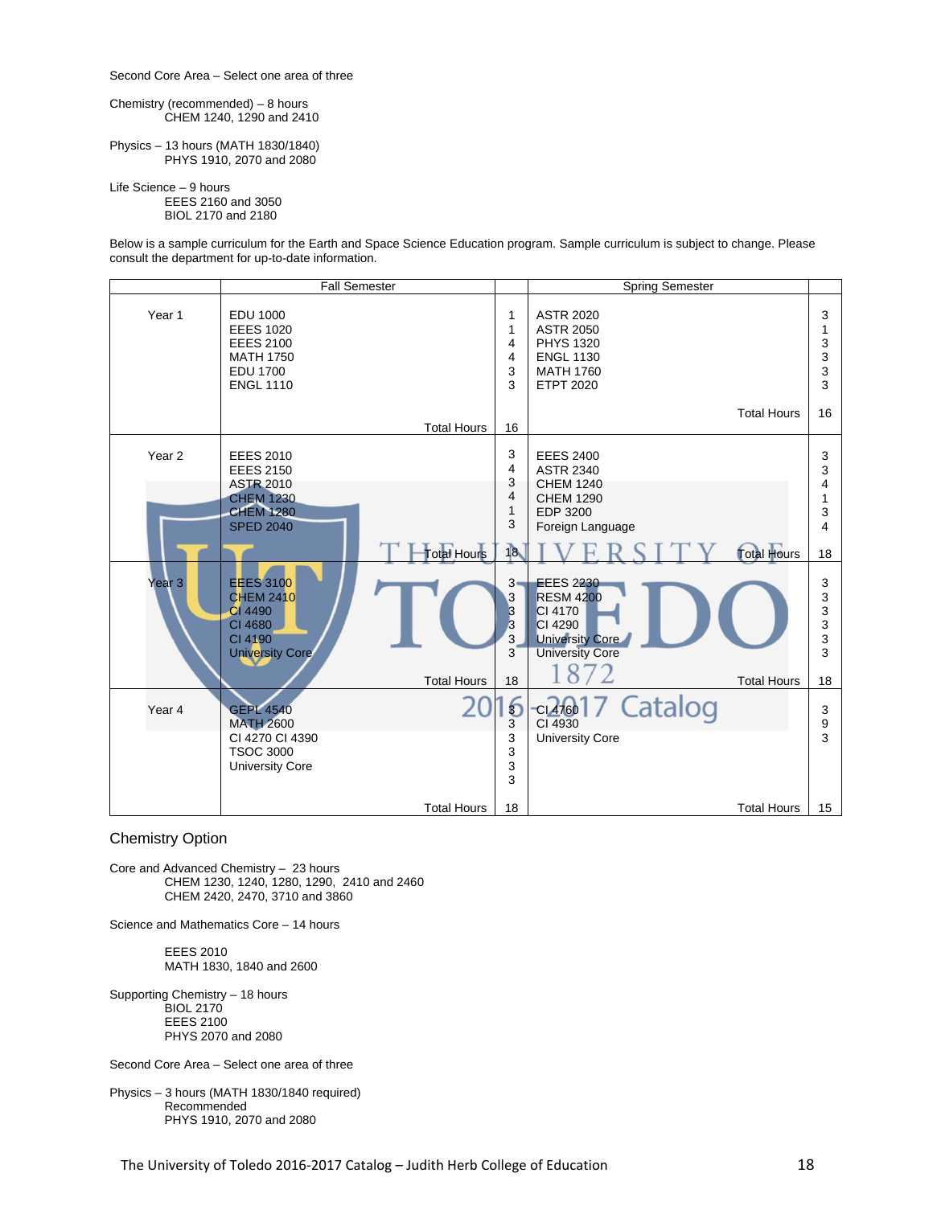Second Core Area – Select one area of three

Chemistry (recommended) – 8 hours
CHEM 1240, 1290 and 2410

Physics – 13 hours (MATH 1830/1840)
PHYS 1910, 2070 and 2080

Life Science – 9 hours
EEES 2160 and 3050
BIOL 2170 and 2180

Below is a sample curriculum for the Earth and Space Science Education program. Sample curriculum is subject to change. Please consult the department for up-to-date information.

| | Fall Semester | | Spring Semester | |
|---|---|---|---|---|
| Year 1 | EDU 1000<br>EEES 1020<br>EEES 2100<br>MATH 1750<br>EDU 1700<br>ENGL 1110 | 1<br>1<br>4<br>4<br>3<br>3 | ASTR 2020<br>ASTR 2050<br>PHYS 1320<br>ENGL 1130<br>MATH 1760<br>ETPT 2020 | 3<br>1<br>3<br>3<br>3<br>3 |
| | Total Hours | 16 | Total Hours | 16 |
| Year 2 | EEES 2010<br>EEES 2150<br>ASTR 2010<br>CHEM 1230<br>CHEM 1280<br>SPED 2040 | 3<br>4<br>3<br>4<br>1<br>3 | EEES 2400<br>ASTR 2340<br>CHEM 1240<br>CHEM 1290<br>EDP 3200<br>Foreign Language | 3<br>3<br>4<br>1<br>3<br>4 |
| | Total Hours | 18 | Total Hours | 18 |
| Year 3 | EEES 3100<br>CHEM 2410<br>CI 4490<br>CI 4680<br>CI 4190<br>University Core | 3<br>3<br>3<br>3<br>3<br>3 | EEES 2230<br>RESM 4200<br>CI 4170<br>CI 4290<br>University Core<br>University Core | 3<br>3<br>3<br>3<br>3<br>3 |
| | Total Hours | 18 | Total Hours | 18 |
| Year 4 | GEPL 4540<br>MATH 2600<br>CI 4270 CI 4390<br>TSOC 3000<br>University Core | 3<br>3<br>3<br>3<br>3<br>3 | CI 4760<br>CI 4930<br>University Core | 3<br>9<br>3 |
| | Total Hours | 18 | Total Hours | 15 |

## Chemistry Option

Core and Advanced Chemistry – 23 hours
CHEM 1230, 1240, 1280, 1290, 2410 and 2460
CHEM 2420, 2470, 3710 and 3860

Science and Mathematics Core – 14 hours

EEES 2010
MATH 1830, 1840 and 2600

Supporting Chemistry – 18 hours
BIOL 2170
EEES 2100
PHYS 2070 and 2080

Second Core Area – Select one area of three

Physics – 3 hours (MATH 1830/1840 required)
Recommended
PHYS 1910, 2070 and 2080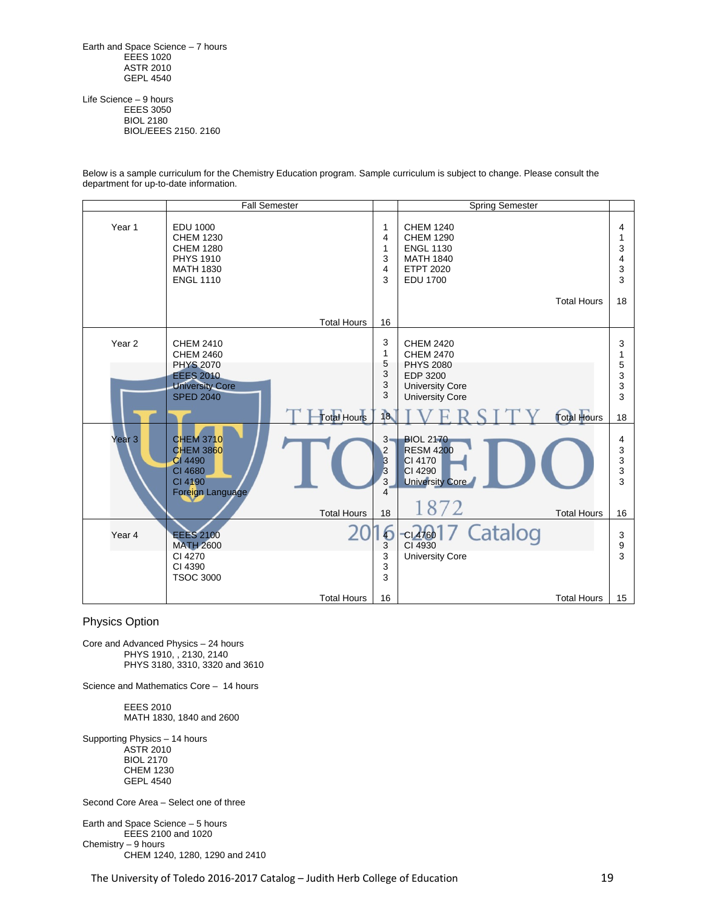Earth and Space Science – 7 hours
- EEES 1020
- ASTR 2010
- GEPL 4540

Life Science – 9 hours
- EEES 3050
- BIOL 2180
- BIOL/EEES 2150. 2160

Below is a sample curriculum for the Chemistry Education program. Sample curriculum is subject to change. Please consult the department for up-to-date information.

| | Fall Semester | | Spring Semester | |
|---|---|---|---|---|
| Year 1 | EDU 1000<br>CHEM 1230<br>CHEM 1280<br>PHYS 1910<br>MATH 1830<br>ENGL 1110 | 1<br>4<br>1<br>3<br>4<br>3 | CHEM 1240<br>CHEM 1290<br>ENGL 1130<br>MATH 1840<br>ETPT 2020<br>EDU 1700 | 4<br>1<br>3<br>4<br>3<br>3 |
| | Total Hours | 16 | Total Hours | 18 |
| Year 2 | CHEM 2410<br>CHEM 2460<br>PHYS 2070<br>EEES 2010<br>University Core<br>SPED 2040 | 3<br>1<br>5<br>3<br>3<br>3 | CHEM 2420<br>CHEM 2470<br>PHYS 2080<br>EDP 3200<br>University Core<br>University Core | 3<br>1<br>5<br>3<br>3<br>3 |
| | Total Hours | 18 | Total Hours | 18 |
| Year 3 | CHEM 3710<br>CHEM 3860<br>CI 4490<br>CI 4680<br>CI 4190<br>Foreign Language | 3<br>2<br>3<br>3<br>3<br>4 | BIOL 2170<br>RESM 4200<br>CI 4170<br>CI 4290<br>University Core | 4<br>3<br>3<br>3<br>3 |
| | Total Hours | 18 | Total Hours | 16 |
| Year 4 | EEES 2100<br>MATH 2600<br>CI 4270<br>CI 4390<br>TSOC 3000 | 4<br>3<br>3<br>3<br>3 | CI 4760<br>CI 4930<br>University Core | 3<br>9<br>3 |
| | Total Hours | 16 | Total Hours | 15 |

## Physics Option

Core and Advanced Physics – 24 hours
- PHYS 1910, , 2130, 2140
- PHYS 3180, 3310, 3320 and 3610

Science and Mathematics Core – 14 hours
- EEES 2010
- MATH 1830, 1840 and 2600

Supporting Physics – 14 hours
- ASTR 2010
- BIOL 2170
- CHEM 1230
- GEPL 4540

Second Core Area – Select one of three

Earth and Space Science – 5 hours
- EEES 2100 and 1020

Chemistry – 9 hours
- CHEM 1240, 1280, 1290 and 2410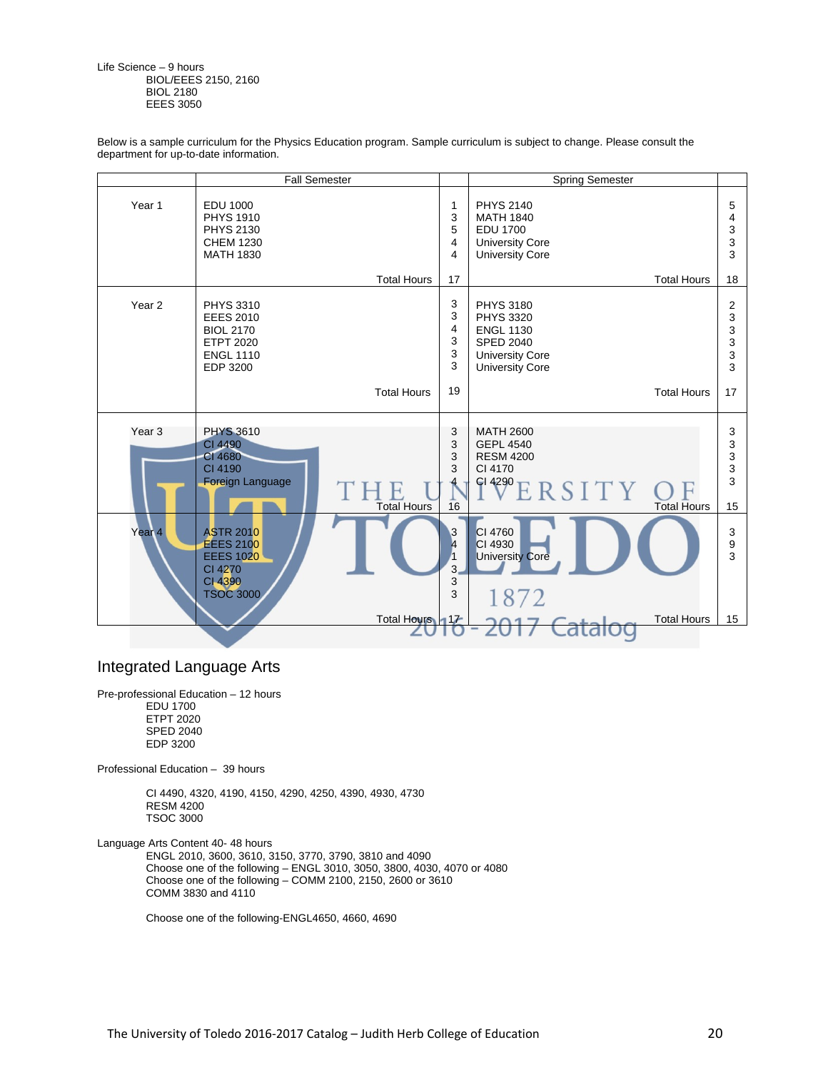Life Science – 9 hours

- BIOL/EEES 2150, 2160
- BIOL 2180
- EEES 3050

Below is a sample curriculum for the Physics Education program. Sample curriculum is subject to change. Please consult the department for up-to-date information.

| | Fall Semester | | Spring Semester | |
|---|---|---|---|---|
| Year 1 | EDU 1000<br>PHYS 1910<br>PHYS 2130<br>CHEM 1230<br>MATH 1830 | 1<br>3<br>5<br>4<br>4 | PHYS 2140<br>MATH 1840<br>EDU 1700<br>University Core<br>University Core | 5<br>4<br>3<br>3<br>3 |
| | Total Hours | 17 | Total Hours | 18 |
| Year 2 | PHYS 3310<br>EEES 2010<br>BIOL 2170<br>ETPT 2020<br>ENGL 1110<br>EDP 3200 | 3<br>3<br>4<br>3<br>3<br>3 | PHYS 3180<br>PHYS 3320<br>ENGL 1130<br>SPED 2040<br>University Core<br>University Core | 2<br>3<br>3<br>3<br>3<br>3 |
| | Total Hours | 19 | Total Hours | 17 |
| Year 3 | PHYS 3610<br>CI 4490<br>CI 4680<br>CI 4190<br>Foreign Language | 3<br>3<br>3<br>3<br>4 | MATH 2600<br>GEPL 4540<br>RESM 4200<br>CI 4170<br>CI 4290 | 3<br>3<br>3<br>3<br>3 |
| | Total Hours | 16 | Total Hours | 15 |
| Year 4 | ASTR 2010<br>EEES 2100<br>EEES 1020<br>CI 4270<br>CI 4390<br>TSOC 3000 | 3<br>4<br>1<br>3<br>3<br>3 | CI 4760<br>CI 4930<br>University Core | 3<br>9<br>3 |
| | Total Hours | 17 | Total Hours | 15 |

## Integrated Language Arts

Pre-professional Education – 12 hours

- EDU 1700
- ETPT 2020
- SPED 2040
- EDP 3200

Professional Education – 39 hours

- CI 4490, 4320, 4190, 4150, 4290, 4250, 4390, 4930, 4730
- RESM 4200
- TSOC 3000

Language Arts Content 40- 48 hours

- ENGL 2010, 3600, 3610, 3150, 3770, 3790, 3810 and 4090
- Choose one of the following – ENGL 3010, 3050, 3800, 4030, 4070 or 4080
- Choose one of the following – COMM 2100, 2150, 2600 or 3610
- COMM 3830 and 4110

- Choose one of the following-ENGL4650, 4660, 4690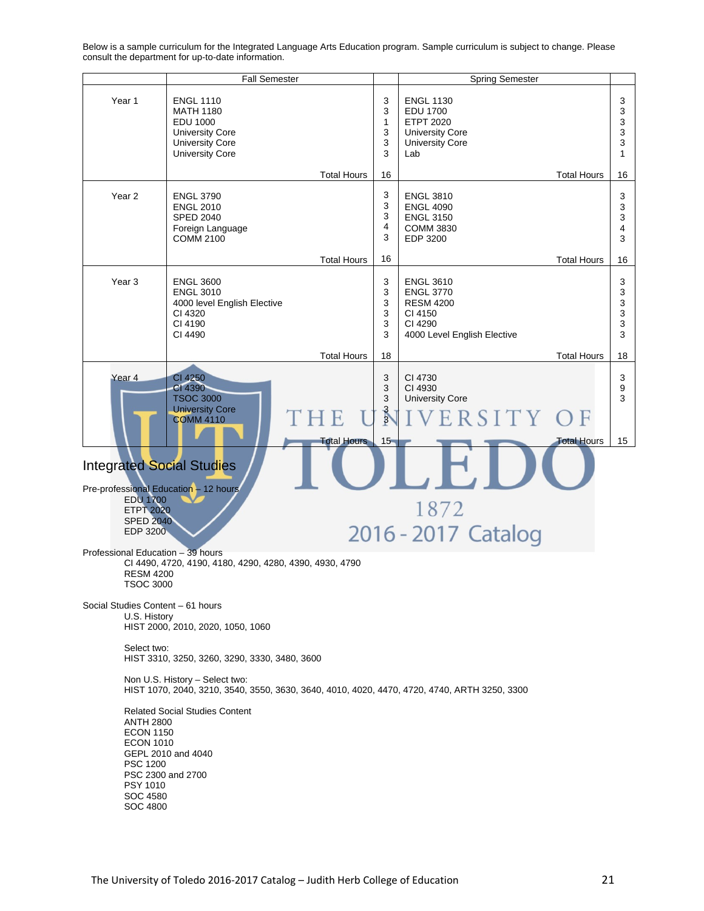Below is a sample curriculum for the Integrated Language Arts Education program. Sample curriculum is subject to change. Please consult the department for up-to-date information.

| | Fall Semester | | Spring Semester | |
|---|---|---|---|---|
| Year 1 | ENGL 1110 | 3 | ENGL 1130 | 3 |
| | MATH 1180 | 3 | EDU 1700 | 3 |
| | EDU 1000 | 1 | ETPT 2020 | 3 |
| | University Core | 3 | University Core | 3 |
| | University Core | 3 | University Core | 3 |
| | University Core | 3 | Lab | 1 |
| | Total Hours | 16 | Total Hours | 16 |
| Year 2 | ENGL 3790 | 3 | ENGL 3810 | 3 |
| | ENGL 2010 | 3 | ENGL 4090 | 3 |
| | SPED 2040 | 3 | ENGL 3150 | 3 |
| | Foreign Language | 4 | COMM 3830 | 4 |
| | COMM 2100 | 3 | EDP 3200 | 3 |
| | Total Hours | 16 | Total Hours | 16 |
| Year 3 | ENGL 3600 | 3 | ENGL 3610 | 3 |
| | ENGL 3010 | 3 | ENGL 3770 | 3 |
| | 4000 level English Elective | 3 | RESM 4200 | 3 |
| | CI 4320 | 3 | CI 4150 | 3 |
| | CI 4190 | 3 | CI 4290 | 3 |
| | CI 4490 | 3 | 4000 Level English Elective | 3 |
| | Total Hours | 18 | Total Hours | 18 |
| Year 4 | CI 4250 | 3 | CI 4730 | 3 |
| | CI 4390 | 3 | CI 4930 | 9 |
| | TSOC 3000 | 3 | University Core | 3 |
| | University Core | 3 | | |
| | COMM 4110 | 3 | | |
| | Total Hours | 15 | Total Hours | 15 |

## Integrated Social Studies

Pre-professional Education – 12 hours
- EDU 1700
- ETPT 2020
- SPED 2040
- EDP 3200

Professional Education – 39 hours
- CI 4490, 4720, 4190, 4180, 4290, 4280, 4390, 4930, 4790
- RESM 4200
- TSOC 3000

Social Studies Content – 61 hours

U.S. History
HIST 2000, 2010, 2020, 1050, 1060

Select two:
HIST 3310, 3250, 3260, 3290, 3330, 3480, 3600

Non U.S. History – Select two:
HIST 1070, 2040, 3210, 3540, 3550, 3630, 3640, 4010, 4020, 4470, 4720, 4740, ARTH 3250, 3300

Related Social Studies Content
- ANTH 2800
- ECON 1150
- ECON 1010
- GEPL 2010 and 4040
- PSC 1200
- PSC 2300 and 2700
- PSY 1010
- SOC 4580
- SOC 4800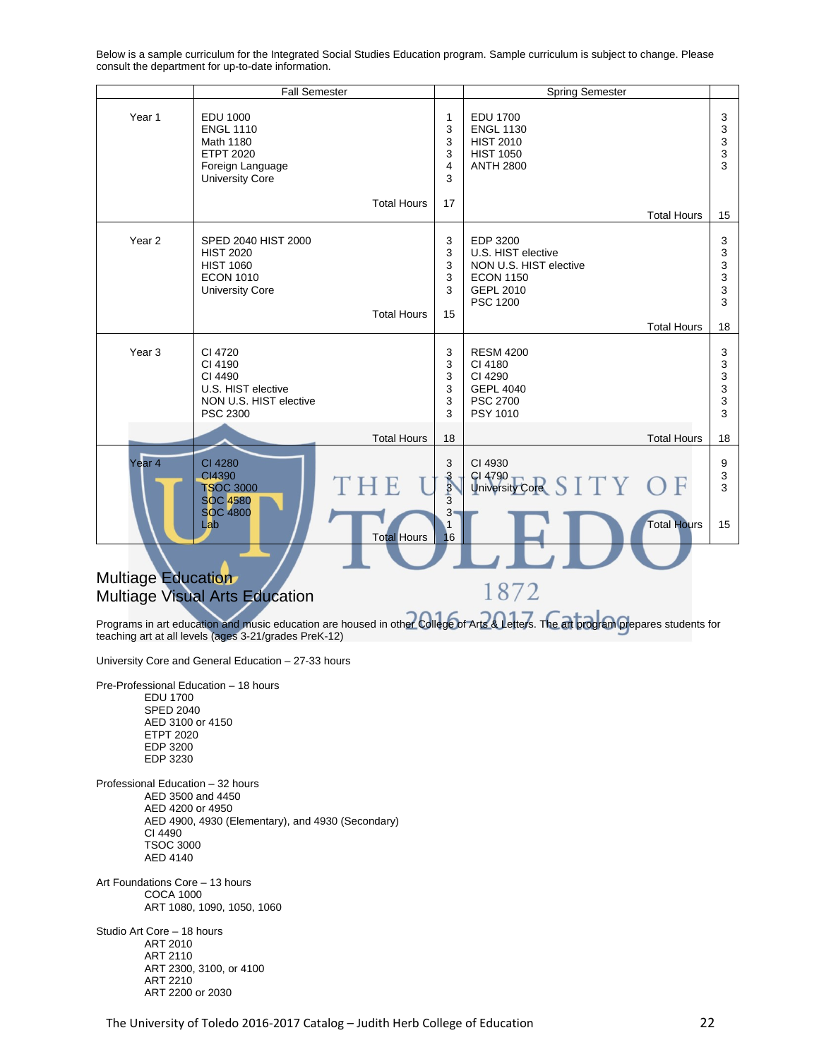Below is a sample curriculum for the Integrated Social Studies Education program. Sample curriculum is subject to change. Please consult the department for up-to-date information.

| | Fall Semester | | Spring Semester | |
|---|---|---|---|---|
| Year 1 | EDU 1000<br>ENGL 1110<br>Math 1180<br>ETPT 2020<br>Foreign Language<br>University Core | 1<br>3<br>3<br>3<br>4<br>3 | EDU 1700<br>ENGL 1130<br>HIST 2010<br>HIST 1050<br>ANTH 2800 | 3<br>3<br>3<br>3<br>3 |
| | Total Hours | 17 | Total Hours | 15 |
| Year 2 | SPED 2040 HIST 2000<br>HIST 2020<br>HIST 1060<br>ECON 1010<br>University Core | 3<br>3<br>3<br>3<br>3 | EDP 3200<br>U.S. HIST elective<br>NON U.S. HIST elective<br>ECON 1150<br>GEPL 2010<br>PSC 1200 | 3<br>3<br>3<br>3<br>3<br>3 |
| | Total Hours | 15 | Total Hours | 18 |
| Year 3 | CI 4720<br>CI 4190<br>CI 4490<br>U.S. HIST elective<br>NON U.S. HIST elective<br>PSC 2300 | 3<br>3<br>3<br>3<br>3<br>3 | RESM 4200<br>CI 4180<br>CI 4290<br>GEPL 4040<br>PSC 2700<br>PSY 1010 | 3<br>3<br>3<br>3<br>3<br>3 |
| | Total Hours | 18 | Total Hours | 18 |
| Year 4 | CI 4280<br>CI4390<br>TSOC 3000<br>SOC 4580<br>SOC 4800<br>Lab | 3<br>3<br>3<br>3<br>3<br>1 | CI 4930<br>CI 4790<br>University Core | 9<br>3<br>3 |
| | Total Hours | 16 | Total Hours | 15 |

## Multiage Education
## Multiage Visual Arts Education

Programs in art education and music education are housed in other College of Arts & Letters. The art program prepares students for teaching art at all levels (ages 3-21/grades PreK-12)

University Core and General Education – 27-33 hours

Pre-Professional Education – 18 hours
- EDU 1700
- SPED 2040
- AED 3100 or 4150
- ETPT 2020
- EDP 3200
- EDP 3230

Professional Education – 32 hours
- AED 3500 and 4450
- AED 4200 or 4950
- AED 4900, 4930 (Elementary), and 4930 (Secondary)
- CI 4490
- TSOC 3000
- AED 4140

Art Foundations Core – 13 hours
- COCA 1000
- ART 1080, 1090, 1050, 1060

Studio Art Core – 18 hours
- ART 2010
- ART 2110
- ART 2300, 3100, or 4100
- ART 2210
- ART 2200 or 2030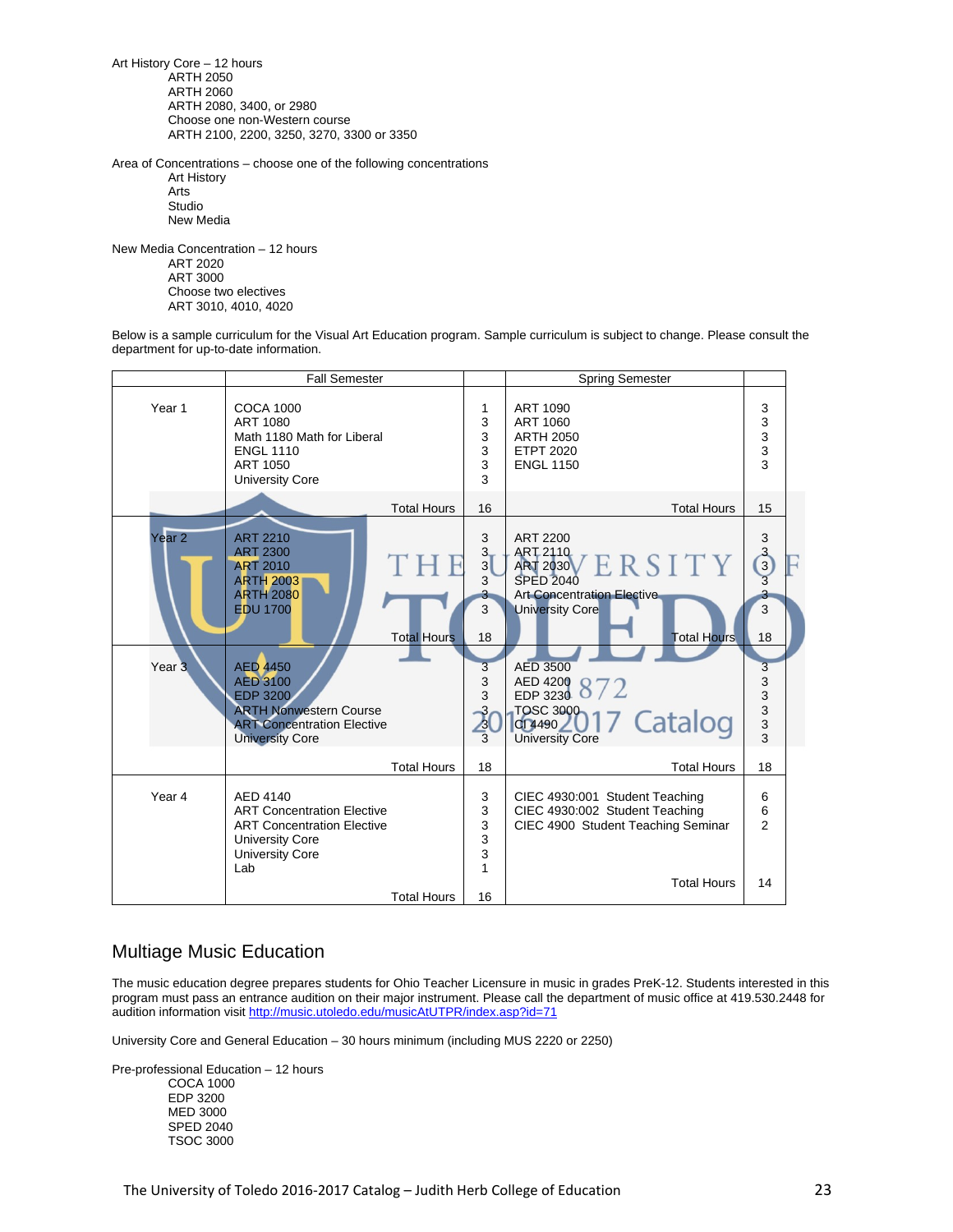Art History Core – 12 hours

- ARTH 2050
- ARTH 2060
- ARTH 2080, 3400, or 2980
- Choose one non-Western course
- ARTH 2100, 2200, 3250, 3270, 3300 or 3350

Area of Concentrations – choose one of the following concentrations

- Art History
- Arts
- Studio
- New Media

New Media Concentration – 12 hours

- ART 2020
- ART 3000
- Choose two electives
- ART 3010, 4010, 4020

Below is a sample curriculum for the Visual Art Education program. Sample curriculum is subject to change. Please consult the department for up-to-date information.

| | Fall Semester | | Spring Semester | |
|---|---|---|---|---|
| Year 1 | COCA 1000<br>ART 1080<br>Math 1180 Math for Liberal<br>ENGL 1110<br>ART 1050<br>University Core | 1<br>3<br>3<br>3<br>3<br>3 | ART 1090<br>ART 1060<br>ARTH 2050<br>ETPT 2020<br>ENGL 1150 | 3<br>3<br>3<br>3<br>3 |
| | Total Hours | 16 | Total Hours | 15 |
| Year 2 | ART 2210<br>ART 2300<br>ART 2010<br>ARTH 2003<br>ARTH 2080<br>EDU 1700 | 3<br>3<br>3<br>3<br>3<br>3 | ART 2200<br>ART 2110<br>ART 2030<br>SPED 2040<br>Art Concentration Elective<br>University Core | 3<br>3<br>3<br>3<br>3<br>3 |
| | Total Hours | 18 | Total Hours | 18 |
| Year 3 | AED 4450<br>AED 3100<br>EDP 3200<br>ARTH Nonwestern Course<br>ART Concentration Elective<br>University Core | 3<br>3<br>3<br>3<br>3<br>3 | AED 3500<br>AED 4200<br>EDP 3230<br>TOSC 3000<br>CI 4490<br>University Core | 3<br>3<br>3<br>3<br>3<br>3 |
| | Total Hours | 18 | Total Hours | 18 |
| Year 4 | AED 4140<br>ART Concentration Elective<br>ART Concentration Elective<br>University Core<br>University Core<br>Lab | 3<br>3<br>3<br>3<br>3<br>1 | CIEC 4930:001 Student Teaching<br>CIEC 4930:002 Student Teaching<br>CIEC 4900 Student Teaching Seminar | 6<br>6<br>2 |
| | Total Hours | 16 | Total Hours | 14 |

## Multiage Music Education

The music education degree prepares students for Ohio Teacher Licensure in music in grades PreK-12. Students interested in this program must pass an entrance audition on their major instrument. Please call the department of music office at 419.530.2448 for audition information visit http://music.utoledo.edu/musicAtUTPR/index.asp?id=71

University Core and General Education – 30 hours minimum (including MUS 2220 or 2250)

Pre-professional Education – 12 hours

- COCA 1000
- EDP 3200
- MED 3000
- SPED 2040
- TSOC 3000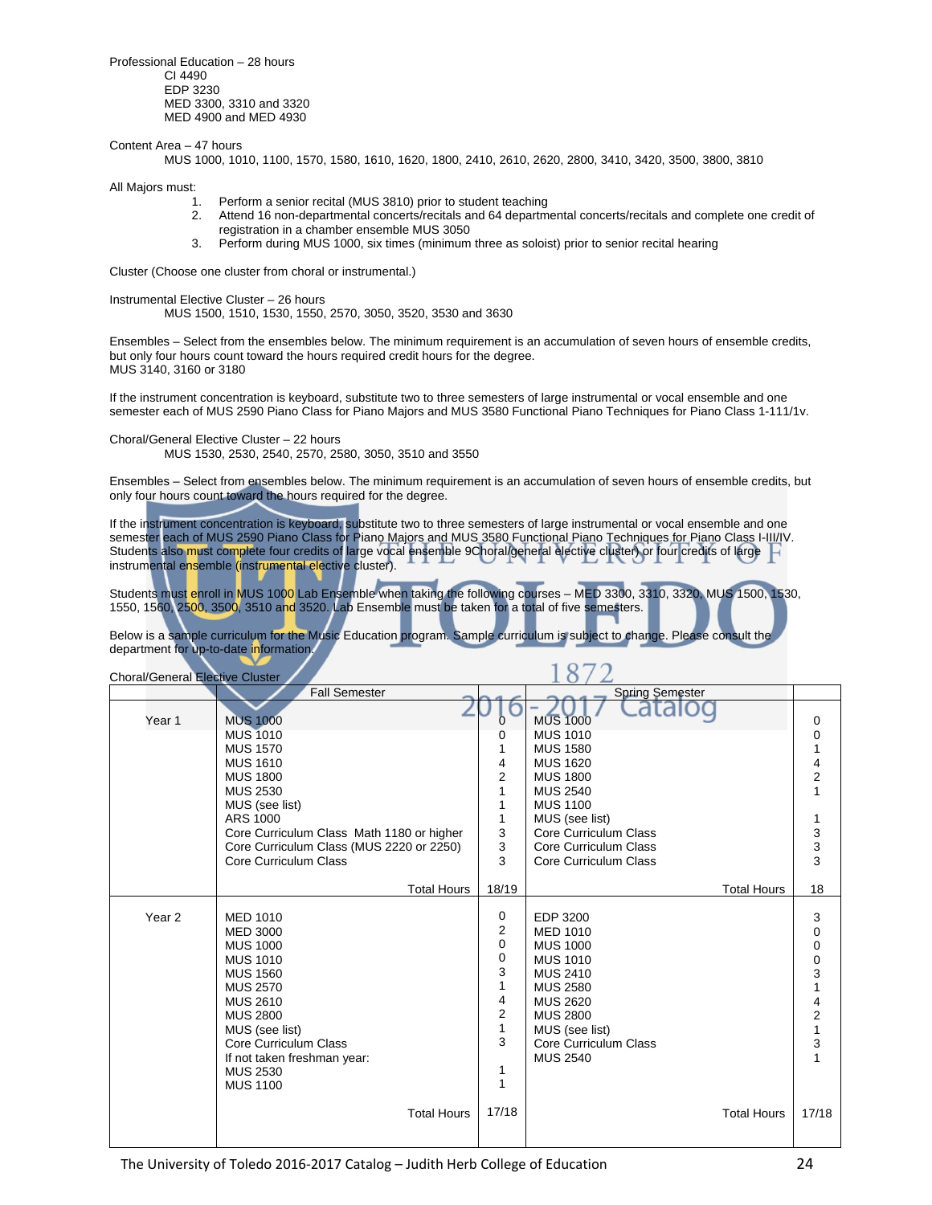Professional Education – 28 hours

- CI 4490
- EDP 3230
- MED 3300, 3310 and 3320
- MED 4900 and MED 4930

Content Area – 47 hours

MUS 1000, 1010, 1100, 1570, 1580, 1610, 1620, 1800, 2410, 2610, 2620, 2800, 3410, 3420, 3500, 3800, 3810

All Majors must:

1. Perform a senior recital (MUS 3810) prior to student teaching
2. Attend 16 non-departmental concerts/recitals and 64 departmental concerts/recitals and complete one credit of registration in a chamber ensemble MUS 3050
3. Perform during MUS 1000, six times (minimum three as soloist) prior to senior recital hearing

Cluster (Choose one cluster from choral or instrumental.)

Instrumental Elective Cluster – 26 hours

MUS 1500, 1510, 1530, 1550, 2570, 3050, 3520, 3530 and 3630

Ensembles – Select from the ensembles below. The minimum requirement is an accumulation of seven hours of ensemble credits, but only four hours count toward the hours required credit hours for the degree.
MUS 3140, 3160 or 3180

If the instrument concentration is keyboard, substitute two to three semesters of large instrumental or vocal ensemble and one semester each of MUS 2590 Piano Class for Piano Majors and MUS 3580 Functional Piano Techniques for Piano Class 1-111/1v.

Choral/General Elective Cluster – 22 hours

MUS 1530, 2530, 2540, 2570, 2580, 3050, 3510 and 3550

Ensembles – Select from ensembles below. The minimum requirement is an accumulation of seven hours of ensemble credits, but only four hours count toward the hours required for the degree.

If the instrument concentration is keyboard, substitute two to three semesters of large instrumental or vocal ensemble and one semester each of MUS 2590 Piano Class for Piano Majors and MUS 3580 Functional Piano Techniques for Piano Class I-III/IV. Students also must complete four credits of large vocal ensemble 9Choral/general elective cluster) or four credits of large instrumental ensemble (instrumental elective cluster).

Students must enroll in MUS 1000 Lab Ensemble when taking the following courses – MED 3300, 3310, 3320, MUS 1500, 1530, 1550, 1560, 2500, 3500, 3510 and 3520. Lab Ensemble must be taken for a total of five semesters.

Below is a sample curriculum for the Music Education program. Sample curriculum is subject to change. Please consult the department for up-to-date information.

Choral/General Elective Cluster

| | Fall Semester | | Spring Semester | |
|---|---|---|---|---|
| Year 1 | MUS 1000 | 0 | MUS 1000 | 0 |
| | MUS 1010 | 0 | MUS 1010 | 0 |
| | MUS 1570 | 1 | MUS 1580 | 1 |
| | MUS 1610 | 4 | MUS 1620 | 4 |
| | MUS 1800 | 2 | MUS 1800 | 2 |
| | MUS 2530 | 1 | MUS 2540 | 1 |
| | MUS (see list) | 1 | MUS 1100 | |
| | ARS 1000 | 1 | MUS (see list) | 1 |
| | Core Curriculum Class Math 1180 or higher | 3 | Core Curriculum Class | 3 |
| | Core Curriculum Class (MUS 2220 or 2250) | 3 | Core Curriculum Class | 3 |
| | Core Curriculum Class | 3 | Core Curriculum Class | 3 |
| | Total Hours | 18/19 | Total Hours | 18 |
| Year 2 | MED 1010 | 0 | EDP 3200 | 3 |
| | MED 3000 | 2 | MED 1010 | 0 |
| | MUS 1000 | 0 | MUS 1000 | 0 |
| | MUS 1010 | 0 | MUS 1010 | 0 |
| | MUS 1560 | 3 | MUS 2410 | 3 |
| | MUS 2570 | 1 | MUS 2580 | 1 |
| | MUS 2610 | 4 | MUS 2620 | 4 |
| | MUS 2800 | 2 | MUS 2800 | 2 |
| | MUS (see list) | 1 | MUS (see list) | 1 |
| | Core Curriculum Class | 3 | Core Curriculum Class | 3 |
| | If not taken freshman year: | | MUS 2540 | 1 |
| | MUS 2530 | 1 | | |
| | MUS 1100 | 1 | | |
| | Total Hours | 17/18 | Total Hours | 17/18 |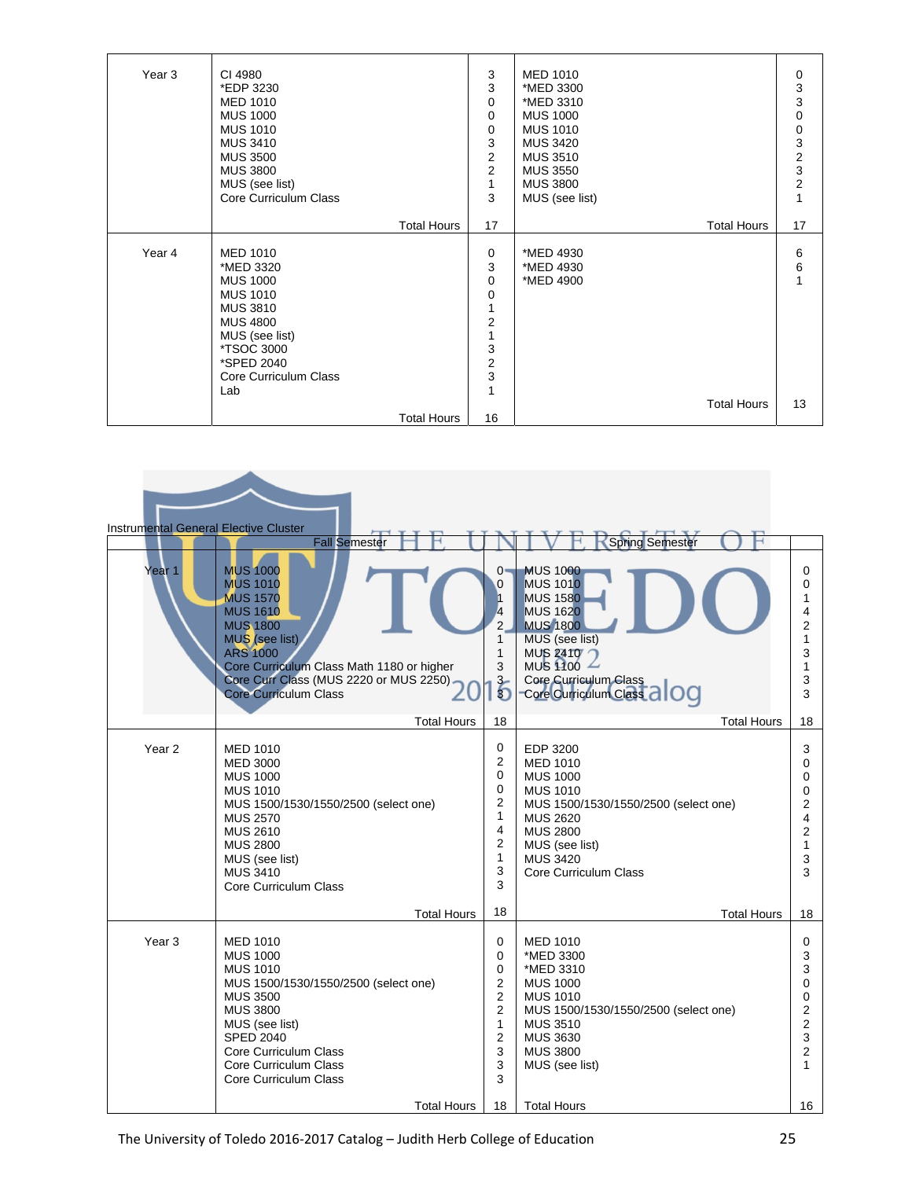| | | | | |
|---|---|---|---|---|
| Year 3 | CI 4980<br>*EDP 3230<br>MED 1010<br>MUS 1000<br>MUS 1010<br>MUS 3410<br>MUS 3500<br>MUS 3800<br>MUS (see list)<br>Core Curriculum Class | 3<br>3<br>0<br>0<br>0<br>3<br>2<br>2<br>1<br>3 | MED 1010<br>*MED 3300<br>*MED 3310<br>MUS 1000<br>MUS 1010<br>MUS 3420<br>MUS 3510<br>MUS 3550<br>MUS 3800<br>MUS (see list) | 0<br>3<br>3<br>0<br>0<br>3<br>2<br>3<br>2<br>1 |
| | Total Hours | 17 | Total Hours | 17 |
| Year 4 | MED 1010<br>*MED 3320<br>MUS 1000<br>MUS 1010<br>MUS 3810<br>MUS 4800<br>MUS (see list)<br>*TSOC 3000<br>*SPED 2040<br>Core Curriculum Class<br>Lab | 0<br>3<br>0<br>0<br>1<br>2<br>1<br>3<br>2<br>3<br>1 | *MED 4930<br>*MED 4930<br>*MED 4900 | 6<br>6<br>1 |
| | Total Hours | 16 | Total Hours | 13 |

Instrumental General Elective Cluster

| | Fall Semester | | Spring Semester | |
|---|---|---|---|---|
| Year 1 | MUS 1000<br>MUS 1010<br>MUS 1570<br>MUS 1610<br>MUS 1800<br>MUS (see list)<br>ARS 1000<br>Core Curriculum Class Math 1180 or higher<br>Core Curr Class (MUS 2220 or MUS 2250)<br>Core Curriculum Class | 0<br>0<br>1<br>4<br>2<br>1<br>1<br>3<br>3<br>3 | MUS 1000<br>MUS 1010<br>MUS 1580<br>MUS 1620<br>MUS 1800<br>MUS (see list)<br>MUS 2410<br>MUS 1100<br>Core Curriculum Class<br>Core Curriculum Class | 0<br>0<br>1<br>4<br>2<br>1<br>3<br>1<br>3<br>3 |
| | Total Hours | 18 | Total Hours | 18 |
| Year 2 | MED 1010<br>MED 3000<br>MUS 1000<br>MUS 1010<br>MUS 1500/1530/1550/2500 (select one)<br>MUS 2570<br>MUS 2610<br>MUS 2800<br>MUS (see list)<br>MUS 3410<br>Core Curriculum Class | 0<br>2<br>0<br>0<br>2<br>1<br>4<br>2<br>1<br>3<br>3 | EDP 3200<br>MED 1010<br>MUS 1000<br>MUS 1010<br>MUS 1500/1530/1550/2500 (select one)<br>MUS 2620<br>MUS 2800<br>MUS (see list)<br>MUS 3420<br>Core Curriculum Class | 3<br>0<br>0<br>0<br>2<br>4<br>2<br>1<br>3<br>3 |
| | Total Hours | 18 | Total Hours | 18 |
| Year 3 | MED 1010<br>MUS 1000<br>MUS 1010<br>MUS 1500/1530/1550/2500 (select one)<br>MUS 3500<br>MUS 3800<br>MUS (see list)<br>SPED 2040<br>Core Curriculum Class<br>Core Curriculum Class<br>Core Curriculum Class | 0<br>0<br>0<br>2<br>2<br>2<br>1<br>2<br>3<br>3<br>3 | MED 1010<br>*MED 3300<br>*MED 3310<br>MUS 1000<br>MUS 1010<br>MUS 1500/1530/1550/2500 (select one)<br>MUS 3510<br>MUS 3630<br>MUS 3800<br>MUS (see list) | 0<br>3<br>3<br>0<br>0<br>2<br>2<br>3<br>2<br>1 |
| | Total Hours | 18 | Total Hours | 16 |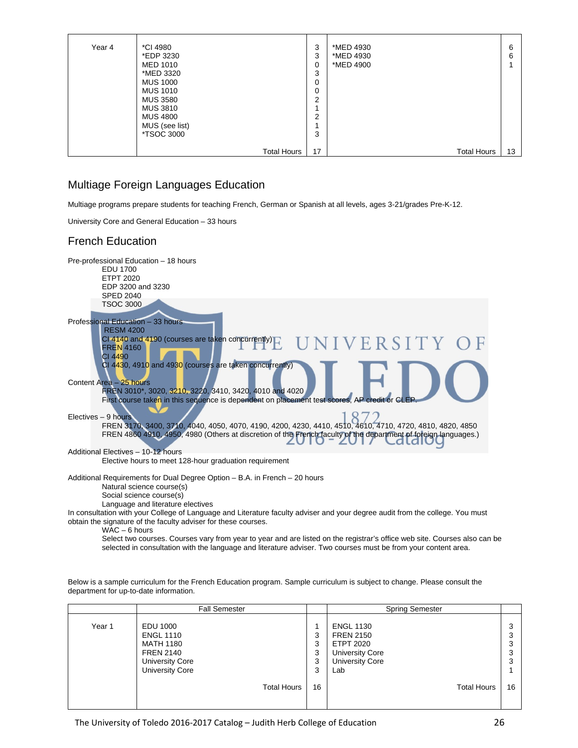| | | | | |
|---|---|---|---|---|
| Year 4 | *CI 4980<br>*EDP 3230<br>MED 1010<br>*MED 3320<br>MUS 1000<br>MUS 1010<br>MUS 3580<br>MUS 3810<br>MUS 4800<br>MUS (see list)<br>*TSOC 3000 | 3<br>3<br>0<br>3<br>0<br>0<br>2<br>1<br>2<br>1<br>3 | *MED 4930<br>*MED 4930<br>*MED 4900 | 6<br>6<br>1 |
| | Total Hours | 17 | Total Hours | 13 |

## Multiage Foreign Languages Education

Multiage programs prepare students for teaching French, German or Spanish at all levels, ages 3-21/grades Pre-K-12.

University Core and General Education – 33 hours

## French Education

Pre-professional Education – 18 hours
- EDU 1700
- ETPT 2020
- EDP 3200 and 3230
- SPED 2040
- TSOC 3000

Professional Education – 33 hours
- RESM 4200
- CI 4140 and 4190 (courses are taken concurrently)
- FREN 4160
- CI 4490
- CI 4430, 4910 and 4930 (courses are taken concurrently)

Content Area – 25 hours
- FREN 3010*, 3020, 3210, 3220, 3410, 3420, 4010 and 4020
- First course taken in this sequence is dependent on placement test scores, AP credit or CLEP.

Electives – 9 hours
- FREN 3170, 3400, 3710, 4040, 4050, 4070, 4190, 4200, 4230, 4410, 4510, 4610, 4710, 4720, 4810, 4820, 4850
- FREN 4860 4910, 4950, 4980 (Others at discretion of the French faculty of the department of foreign languages.)

Additional Electives – 10-12 hours
- Elective hours to meet 128-hour graduation requirement

Additional Requirements for Dual Degree Option – B.A. in French – 20 hours
- Natural science course(s)
- Social science course(s)
- Language and literature electives

In consultation with your College of Language and Literature faculty adviser and your degree audit from the college. You must obtain the signature of the faculty adviser for these courses.
- WAC – 6 hours
- Select two courses. Courses vary from year to year and are listed on the registrar's office web site. Courses also can be selected in consultation with the language and literature adviser. Two courses must be from your content area.

Below is a sample curriculum for the French Education program. Sample curriculum is subject to change. Please consult the department for up-to-date information.

| | Fall Semester | | Spring Semester | |
|---|---|---|---|---|
| Year 1 | EDU 1000<br>ENGL 1110<br>MATH 1180<br>FREN 2140<br>University Core<br>University Core | 1<br>3<br>3<br>3<br>3<br>3 | ENGL 1130<br>FREN 2150<br>ETPT 2020<br>University Core<br>University Core<br>Lab | 3<br>3<br>3<br>3<br>3<br>1 |
| | Total Hours | 16 | Total Hours | 16 |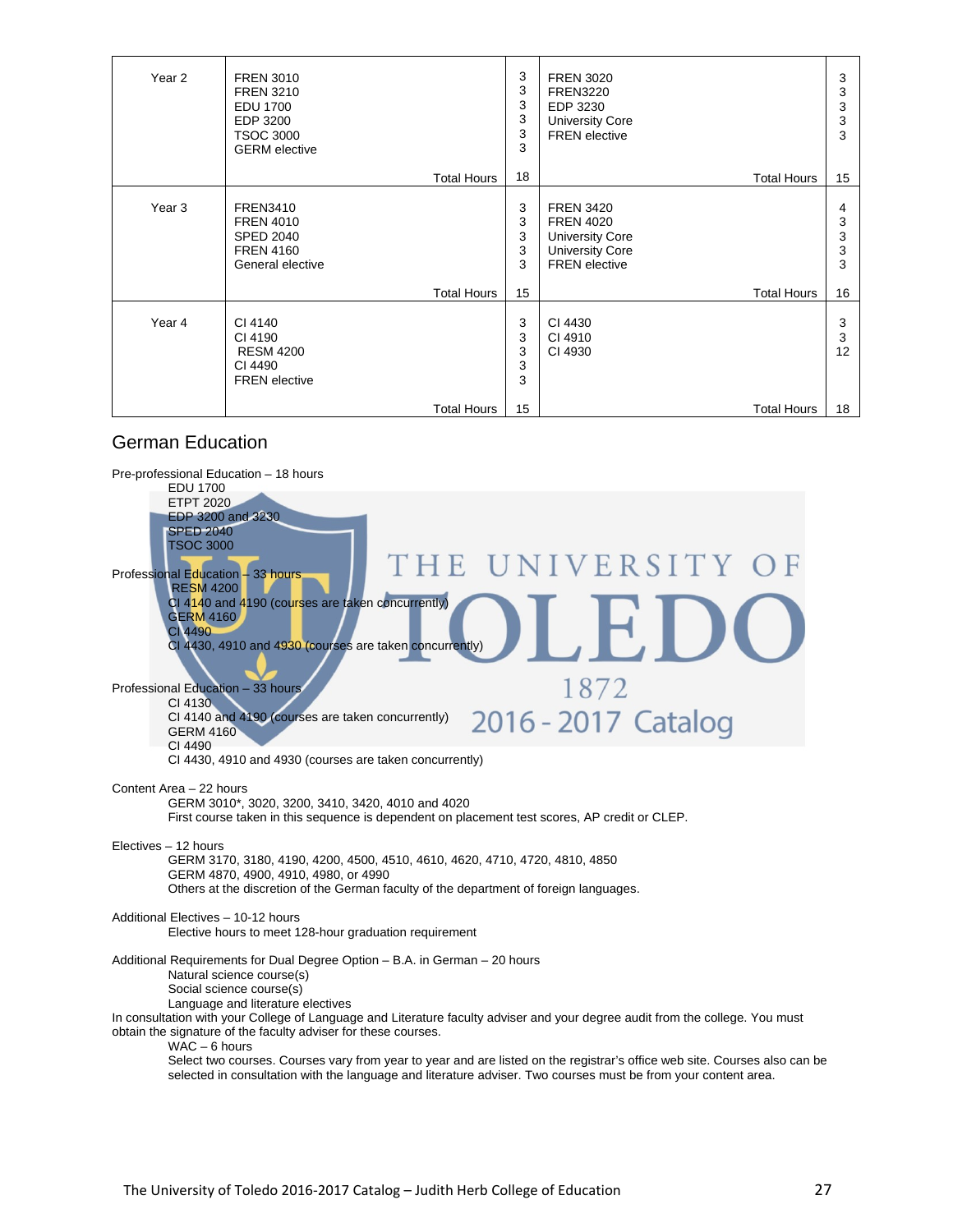| | | | | |
|---|---|---|---|---|
| Year 2 | FREN 3010<br>FREN 3210<br>EDU 1700<br>EDP 3200<br>TSOC 3000<br>GERM elective | 3<br>3<br>3<br>3<br>3<br>3 | FREN 3020<br>FREN3220<br>EDP 3230<br>University Core<br>FREN elective | 3<br>3<br>3<br>3<br>3 |
| | Total Hours | 18 | Total Hours | 15 |
| Year 3 | FREN3410<br>FREN 4010<br>SPED 2040<br>FREN 4160<br>General elective | 3<br>3<br>3<br>3<br>3 | FREN 3420<br>FREN 4020<br>University Core<br>University Core<br>FREN elective | 4<br>3<br>3<br>3<br>3 |
| | Total Hours | 15 | Total Hours | 16 |
| Year 4 | CI 4140<br>CI 4190<br>RESM 4200<br>CI 4490<br>FREN elective | 3<br>3<br>3<br>3<br>3 | CI 4430<br>CI 4910<br>CI 4930 | 3<br>3<br>12 |
| | Total Hours | 15 | Total Hours | 18 |

## German Education

Pre-professional Education – 18 hours
- EDU 1700
- ETPT 2020
- EDP 3200 and 3230
- SPED 2040
- TSOC 3000

Professional Education – 33 hours
- RESM 4200
- CI 4140 and 4190 (courses are taken concurrently)
- GERM 4160
- CI 4490
- CI 4430, 4910 and 4930 (courses are taken concurrently)

Professional Education – 33 hours
- CI 4130
- CI 4140 and 4190 (courses are taken concurrently)
- GERM 4160
- CI 4490
- CI 4430, 4910 and 4930 (courses are taken concurrently)

Content Area – 22 hours
- GERM 3010*, 3020, 3200, 3410, 3420, 4010 and 4020
- First course taken in this sequence is dependent on placement test scores, AP credit or CLEP.

Electives – 12 hours
- GERM 3170, 3180, 4190, 4200, 4500, 4510, 4610, 4620, 4710, 4720, 4810, 4850
- GERM 4870, 4900, 4910, 4980, or 4990
- Others at the discretion of the German faculty of the department of foreign languages.

Additional Electives – 10-12 hours
- Elective hours to meet 128-hour graduation requirement

Additional Requirements for Dual Degree Option – B.A. in German – 20 hours
- Natural science course(s)
- Social science course(s)
- Language and literature electives

In consultation with your College of Language and Literature faculty adviser and your degree audit from the college. You must obtain the signature of the faculty adviser for these courses.

- WAC – 6 hours

  Select two courses. Courses vary from year to year and are listed on the registrar's office web site. Courses also can be selected in consultation with the language and literature adviser. Two courses must be from your content area.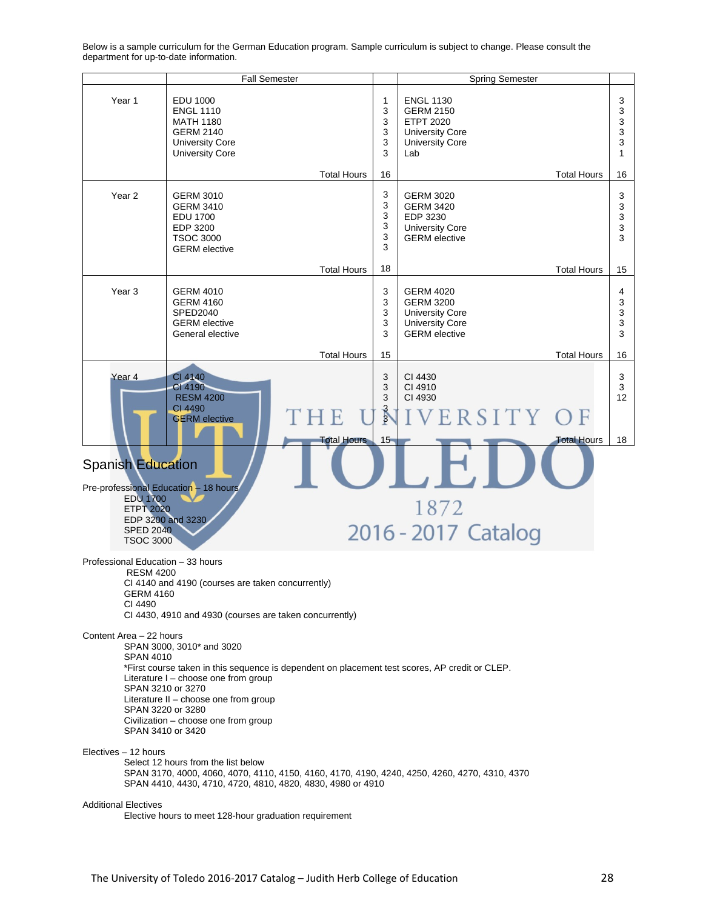Below is a sample curriculum for the German Education program. Sample curriculum is subject to change. Please consult the department for up-to-date information.

| | Fall Semester | | Spring Semester | |
|---|---|---|---|---|
| Year 1 | EDU 1000<br>ENGL 1110<br>MATH 1180<br>GERM 2140<br>University Core<br>University Core | 1<br>3<br>3<br>3<br>3<br>3 | ENGL 1130<br>GERM 2150<br>ETPT 2020<br>University Core<br>University Core<br>Lab | 3<br>3<br>3<br>3<br>3<br>1 |
| | Total Hours | 16 | Total Hours | 16 |
| Year 2 | GERM 3010<br>GERM 3410<br>EDU 1700<br>EDP 3200<br>TSOC 3000<br>GERM elective | 3<br>3<br>3<br>3<br>3<br>3 | GERM 3020<br>GERM 3420<br>EDP 3230<br>University Core<br>GERM elective | 3<br>3<br>3<br>3<br>3 |
| | Total Hours | 18 | Total Hours | 15 |
| Year 3 | GERM 4010<br>GERM 4160<br>SPED2040<br>GERM elective<br>General elective | 3<br>3<br>3<br>3<br>3 | GERM 4020<br>GERM 3200<br>University Core<br>University Core<br>GERM elective | 4<br>3<br>3<br>3<br>3 |
| | Total Hours | 15 | Total Hours | 16 |
| Year 4 | CI 4140<br>CI 4190<br>RESM 4200<br>CI 4490<br>GERM elective | 3<br>3<br>3<br>3<br>3 | CI 4430<br>CI 4910<br>CI 4930 | 3<br>3<br>12 |
| | Total Hours | 15 | Total Hours | 18 |

## Spanish Education

Pre-professional Education – 18 hours
- EDU 1700
- ETPT 2020
- EDP 3200 and 3230
- SPED 2040
- TSOC 3000

Professional Education – 33 hours
- RESM 4200
- CI 4140 and 4190 (courses are taken concurrently)
- GERM 4160
- CI 4490
- CI 4430, 4910 and 4930 (courses are taken concurrently)

Content Area – 22 hours
- SPAN 3000, 3010* and 3020
- SPAN 4010
- *First course taken in this sequence is dependent on placement test scores, AP credit or CLEP.
- Literature I – choose one from group
- SPAN 3210 or 3270
- Literature II – choose one from group
- SPAN 3220 or 3280
- Civilization – choose one from group
- SPAN 3410 or 3420

Electives – 12 hours
- Select 12 hours from the list below
- SPAN 3170, 4000, 4060, 4070, 4110, 4150, 4160, 4170, 4190, 4240, 4250, 4260, 4270, 4310, 4370
- SPAN 4410, 4430, 4710, 4720, 4810, 4820, 4830, 4980 or 4910

Additional Electives
- Elective hours to meet 128-hour graduation requirement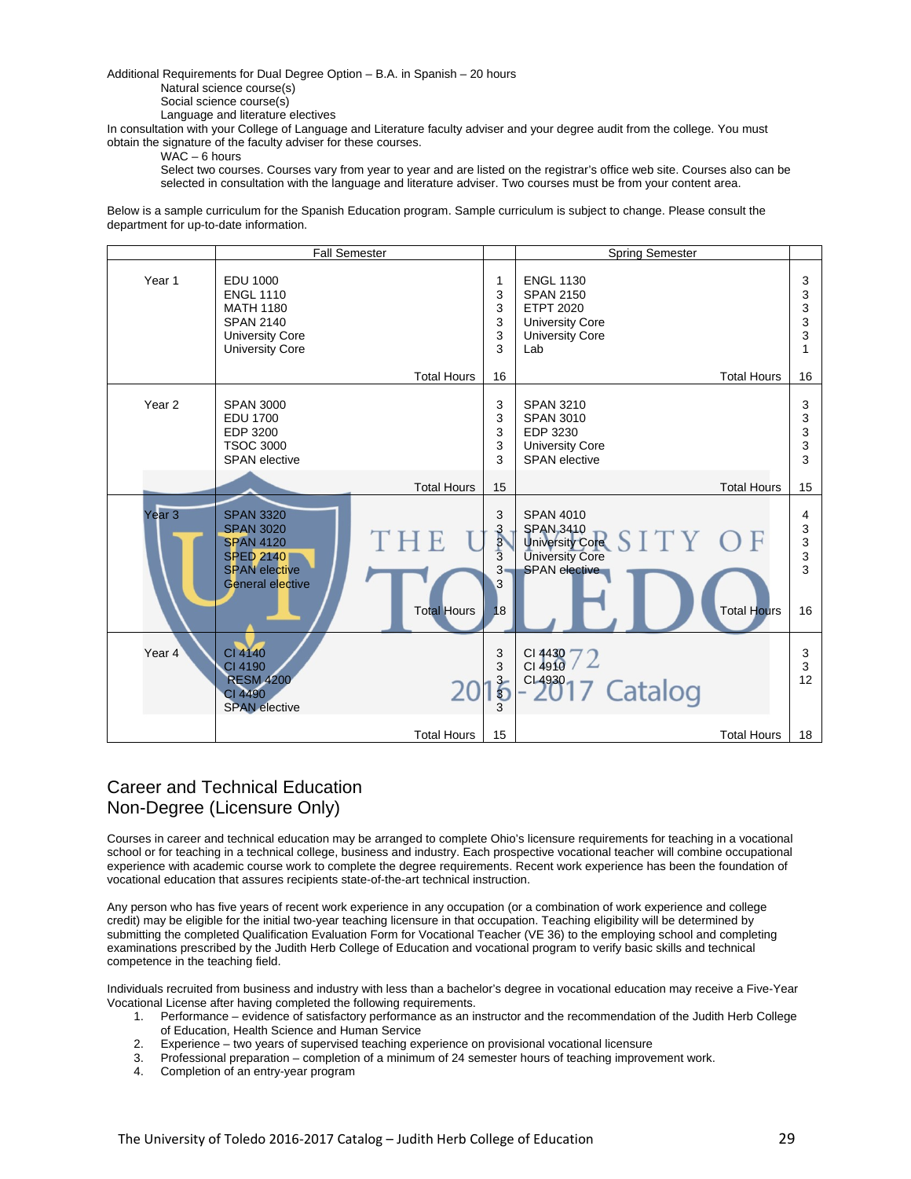Additional Requirements for Dual Degree Option – B.A. in Spanish – 20 hours

Natural science course(s)
Social science course(s)
Language and literature electives

In consultation with your College of Language and Literature faculty adviser and your degree audit from the college. You must obtain the signature of the faculty adviser for these courses.

WAC – 6 hours

Select two courses. Courses vary from year to year and are listed on the registrar's office web site. Courses also can be selected in consultation with the language and literature adviser. Two courses must be from your content area.

Below is a sample curriculum for the Spanish Education program. Sample curriculum is subject to change. Please consult the department for up-to-date information.

| | Fall Semester | | Spring Semester | |
|---|---|---|---|---|
| Year 1 | EDU 1000 | 1 | ENGL 1130 | 3 |
| | ENGL 1110 | 3 | SPAN 2150 | 3 |
| | MATH 1180 | 3 | ETPT 2020 | 3 |
| | SPAN 2140 | 3 | University Core | 3 |
| | University Core | 3 | University Core | 3 |
| | University Core | 3 | Lab | 1 |
| | Total Hours | 16 | Total Hours | 16 |
| Year 2 | SPAN 3000 | 3 | SPAN 3210 | 3 |
| | EDU 1700 | 3 | SPAN 3010 | 3 |
| | EDP 3200 | 3 | EDP 3230 | 3 |
| | TSOC 3000 | 3 | University Core | 3 |
| | SPAN elective | 3 | SPAN elective | 3 |
| | Total Hours | 15 | Total Hours | 15 |
| Year 3 | SPAN 3320 | 3 | SPAN 4010 | 4 |
| | SPAN 3020 | 3 | SPAN 3410 | 3 |
| | SPAN 4120 | 3 | University Core | 3 |
| | SPED 2140 | 3 | University Core | 3 |
| | SPAN elective | 3 | SPAN elective | 3 |
| | General elective | 3 | | |
| | Total Hours | 18 | Total Hours | 16 |
| Year 4 | CI 4140 | 3 | CI 4430 | 3 |
| | CI 4190 | 3 | CI 4910 | 3 |
| | RESM 4200 | 3 | CI 4930 | 12 |
| | CI 4490 | 3 | | |
| | SPAN elective | 3 | | |
| | Total Hours | 15 | Total Hours | 18 |

## Career and Technical Education
## Non-Degree (Licensure Only)

Courses in career and technical education may be arranged to complete Ohio's licensure requirements for teaching in a vocational school or for teaching in a technical college, business and industry. Each prospective vocational teacher will combine occupational experience with academic course work to complete the degree requirements. Recent work experience has been the foundation of vocational education that assures recipients state-of-the-art technical instruction.

Any person who has five years of recent work experience in any occupation (or a combination of work experience and college credit) may be eligible for the initial two-year teaching licensure in that occupation. Teaching eligibility will be determined by submitting the completed Qualification Evaluation Form for Vocational Teacher (VE 36) to the employing school and completing examinations prescribed by the Judith Herb College of Education and vocational program to verify basic skills and technical competence in the teaching field.

Individuals recruited from business and industry with less than a bachelor's degree in vocational education may receive a Five-Year Vocational License after having completed the following requirements.

1. Performance – evidence of satisfactory performance as an instructor and the recommendation of the Judith Herb College of Education, Health Science and Human Service
2. Experience – two years of supervised teaching experience on provisional vocational licensure
3. Professional preparation – completion of a minimum of 24 semester hours of teaching improvement work.
4. Completion of an entry-year program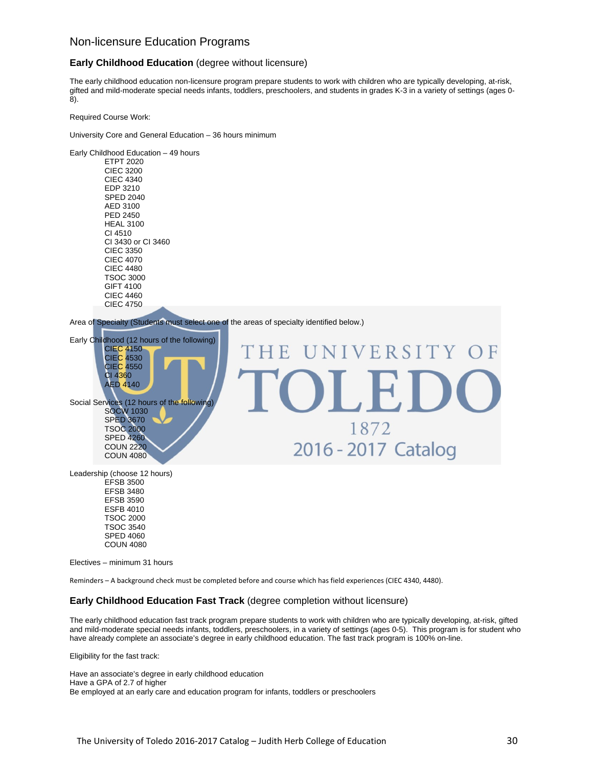## Non-licensure Education Programs

### **Early Childhood Education** (degree without licensure)

The early childhood education non-licensure program prepare students to work with children who are typically developing, at-risk, gifted and mild-moderate special needs infants, toddlers, preschoolers, and students in grades K-3 in a variety of settings (ages 0-8).

Required Course Work:

University Core and General Education – 36 hours minimum

Early Childhood Education – 49 hours

- ETPT 2020
- CIEC 3200
- CIEC 4340
- EDP 3210
- SPED 2040
- AED 3100
- PED 2450
- HEAL 3100
- CI 4510
- CI 3430 or CI 3460
- CIEC 3350
- CIEC 4070
- CIEC 4480
- TSOC 3000
- GIFT 4100
- CIEC 4460
- CIEC 4750

Area of Specialty (Students must select one of the areas of specialty identified below.)

Early Childhood (12 hours of the following)

- CIEC 4150
- CIEC 4530
- CIEC 4550
- CI 4360
- AED 4140

Social Services (12 hours of the following)

- SOCW 1030
- SPED 3670
- TSOC 2000
- SPED 4260
- COUN 2220
- COUN 4080

Leadership (choose 12 hours)

- EFSB 3500
- EFSB 3480
- EFSB 3590
- ESFB 4010
- TSOC 2000
- TSOC 3540
- SPED 4060
- COUN 4080

Electives – minimum 31 hours

Reminders – A background check must be completed before and course which has field experiences (CIEC 4340, 4480).

### **Early Childhood Education Fast Track** (degree completion without licensure)

The early childhood education fast track program prepare students to work with children who are typically developing, at-risk, gifted and mild-moderate special needs infants, toddlers, preschoolers, in a variety of settings (ages 0-5). This program is for student who have already complete an associate's degree in early childhood education. The fast track program is 100% on-line.

Eligibility for the fast track:

Have an associate's degree in early childhood education
Have a GPA of 2.7 of higher
Be employed at an early care and education program for infants, toddlers or preschoolers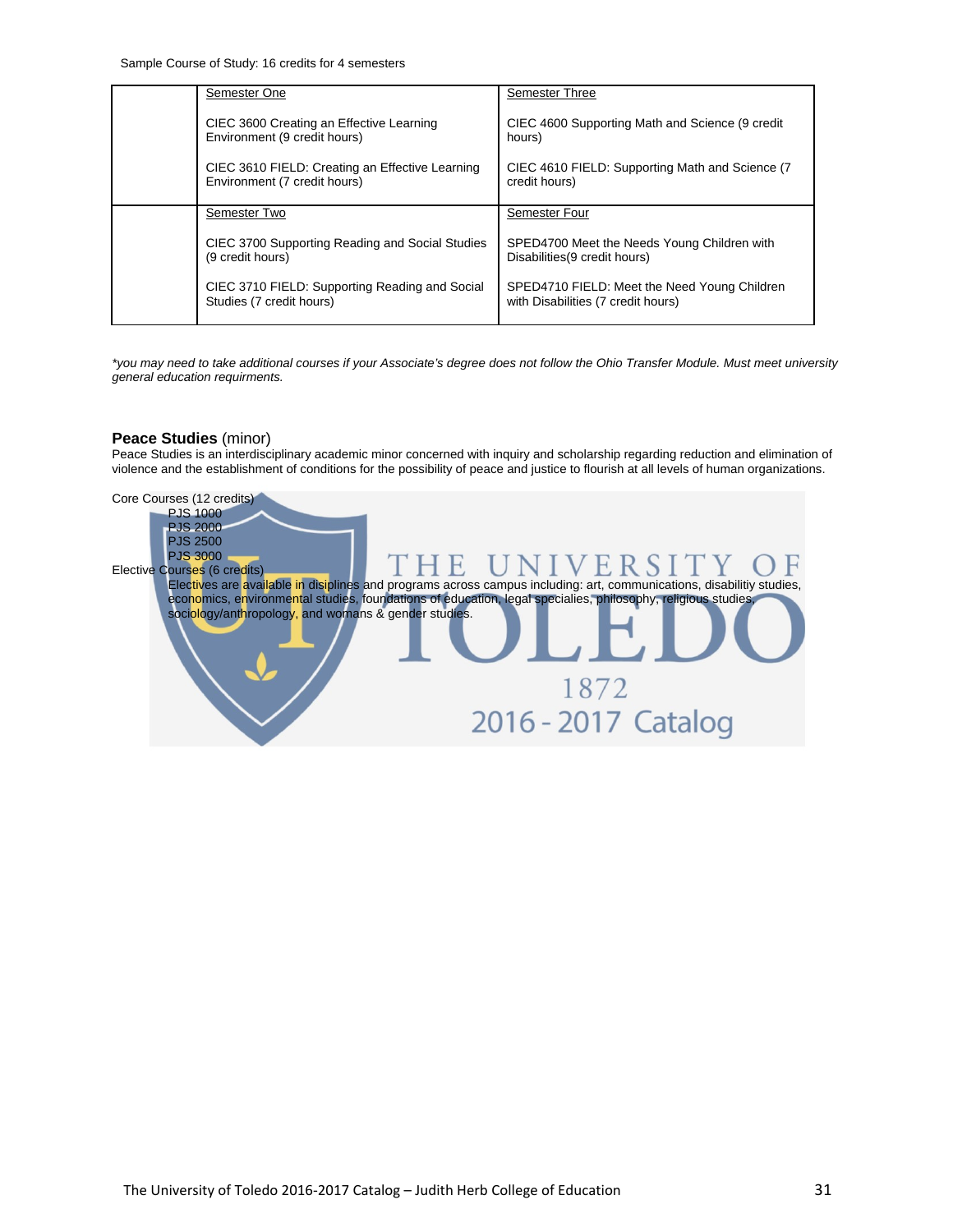Sample Course of Study: 16 credits for 4 semesters

| | Semester One | Semester Three |
|---|---|---|
| | CIEC 3600 Creating an Effective Learning Environment (9 credit hours)<br><br>CIEC 3610 FIELD: Creating an Effective Learning Environment (7 credit hours) | CIEC 4600 Supporting Math and Science (9 credit hours)<br><br>CIEC 4610 FIELD: Supporting Math and Science (7 credit hours) |
| | **Semester Two** | **Semester Four** |
| | CIEC 3700 Supporting Reading and Social Studies (9 credit hours)<br><br>CIEC 3710 FIELD: Supporting Reading and Social Studies (7 credit hours) | SPED4700 Meet the Needs Young Children with Disabilities(9 credit hours)<br><br>SPED4710 FIELD: Meet the Need Young Children with Disabilities (7 credit hours) |

*\*you may need to take additional courses if your Associate's degree does not follow the Ohio Transfer Module. Must meet university general education requirments.*

**Peace Studies** (minor)

Peace Studies is an interdisciplinary academic minor concerned with inquiry and scholarship regarding reduction and elimination of violence and the establishment of conditions for the possibility of peace and justice to flourish at all levels of human organizations.

Core Courses (12 credits)

- PJS 1000
- PJS 2000
- PJS 2500
- PJS 3000

Elective Courses (6 credits)

- Electives are available in disiplines and programs across campus including: art, communications, disabilitiy studies, economics, environmental studies, foundations of education, legal specialies, philosophy, religious studies, sociology/anthropology, and womans & gender studies.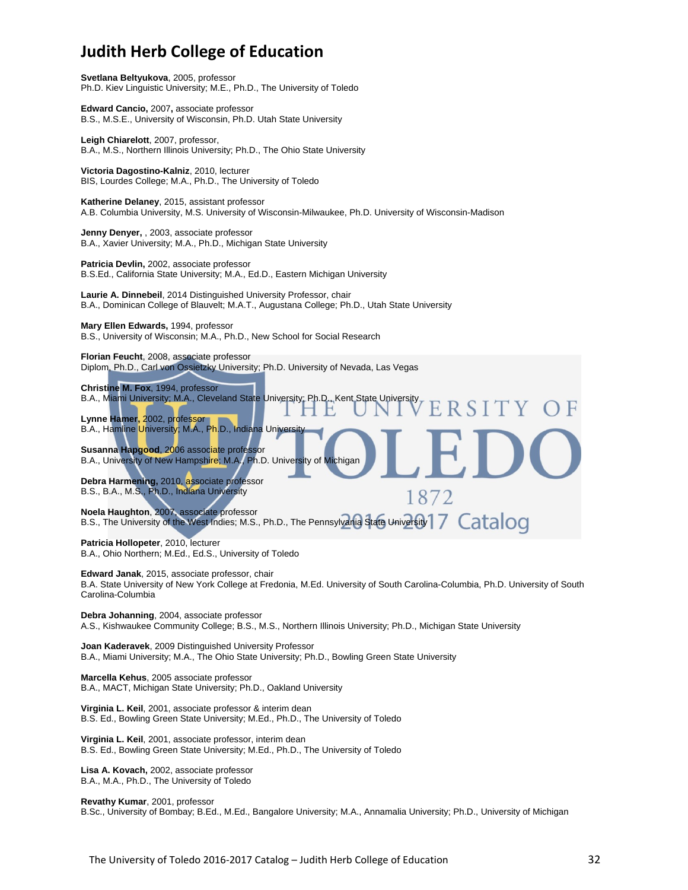# Judith Herb College of Education

**Svetlana Beltyukova**, 2005, professor
Ph.D. Kiev Linguistic University; M.E., Ph.D., The University of Toledo

**Edward Cancio,** 2007**,** associate professor
B.S., M.S.E., University of Wisconsin, Ph.D. Utah State University

**Leigh Chiarelott**, 2007, professor,
B.A., M.S., Northern Illinois University; Ph.D., The Ohio State University

**Victoria Dagostino-Kalniz**, 2010, lecturer
BIS, Lourdes College; M.A., Ph.D., The University of Toledo

**Katherine Delaney**, 2015, assistant professor
A.B. Columbia University, M.S. University of Wisconsin-Milwaukee, Ph.D. University of Wisconsin-Madison

**Jenny Denyer,** , 2003, associate professor
B.A., Xavier University; M.A., Ph.D., Michigan State University

**Patricia Devlin,** 2002, associate professor
B.S.Ed., California State University; M.A., Ed.D., Eastern Michigan University

**Laurie A. Dinnebeil**, 2014 Distinguished University Professor, chair
B.A., Dominican College of Blauvelt; M.A.T., Augustana College; Ph.D., Utah State University

**Mary Ellen Edwards,** 1994, professor
B.S., University of Wisconsin; M.A., Ph.D., New School for Social Research

**Florian Feucht**, 2008, associate professor
Diplom, Ph.D., Carl von Ossietzky University; Ph.D. University of Nevada, Las Vegas

**Christine M. Fox**, 1994, professor
B.A., Miami University; M.A., Cleveland State University; Ph.D., Kent State University

**Lynne Hamer**, 2002, professor
B.A., Hamline University; M.A., Ph.D., Indiana University

**Susanna Hapgood**, 2006 associate professor
B.A., University of New Hampshire; M.A., Ph.D. University of Michigan

**Debra Harmening,** 2010, associate professor
B.S., B.A., M.S., Ph.D., Indiana University

**Noela Haughton**, 2007, associate professor
B.S., The University of the West Indies; M.S., Ph.D., The Pennsylvania State University

**Patricia Hollopeter**, 2010, lecturer
B.A., Ohio Northern; M.Ed., Ed.S., University of Toledo

**Edward Janak**, 2015, associate professor, chair
B.A. State University of New York College at Fredonia, M.Ed. University of South Carolina-Columbia, Ph.D. University of South Carolina-Columbia

**Debra Johanning**, 2004, associate professor
A.S., Kishwaukee Community College; B.S., M.S., Northern Illinois University; Ph.D., Michigan State University

**Joan Kaderavek**, 2009 Distinguished University Professor
B.A., Miami University; M.A., The Ohio State University; Ph.D., Bowling Green State University

**Marcella Kehus**, 2005 associate professor
B.A., MACT, Michigan State University; Ph.D., Oakland University

**Virginia L. Keil**, 2001, associate professor & interim dean
B.S. Ed., Bowling Green State University; M.Ed., Ph.D., The University of Toledo

**Virginia L. Keil**, 2001, associate professor, interim dean
B.S. Ed., Bowling Green State University; M.Ed., Ph.D., The University of Toledo

**Lisa A. Kovach,** 2002, associate professor
B.A., M.A., Ph.D., The University of Toledo

**Revathy Kumar**, 2001, professor
B.Sc., University of Bombay; B.Ed., M.Ed., Bangalore University; M.A., Annamalia University; Ph.D., University of Michigan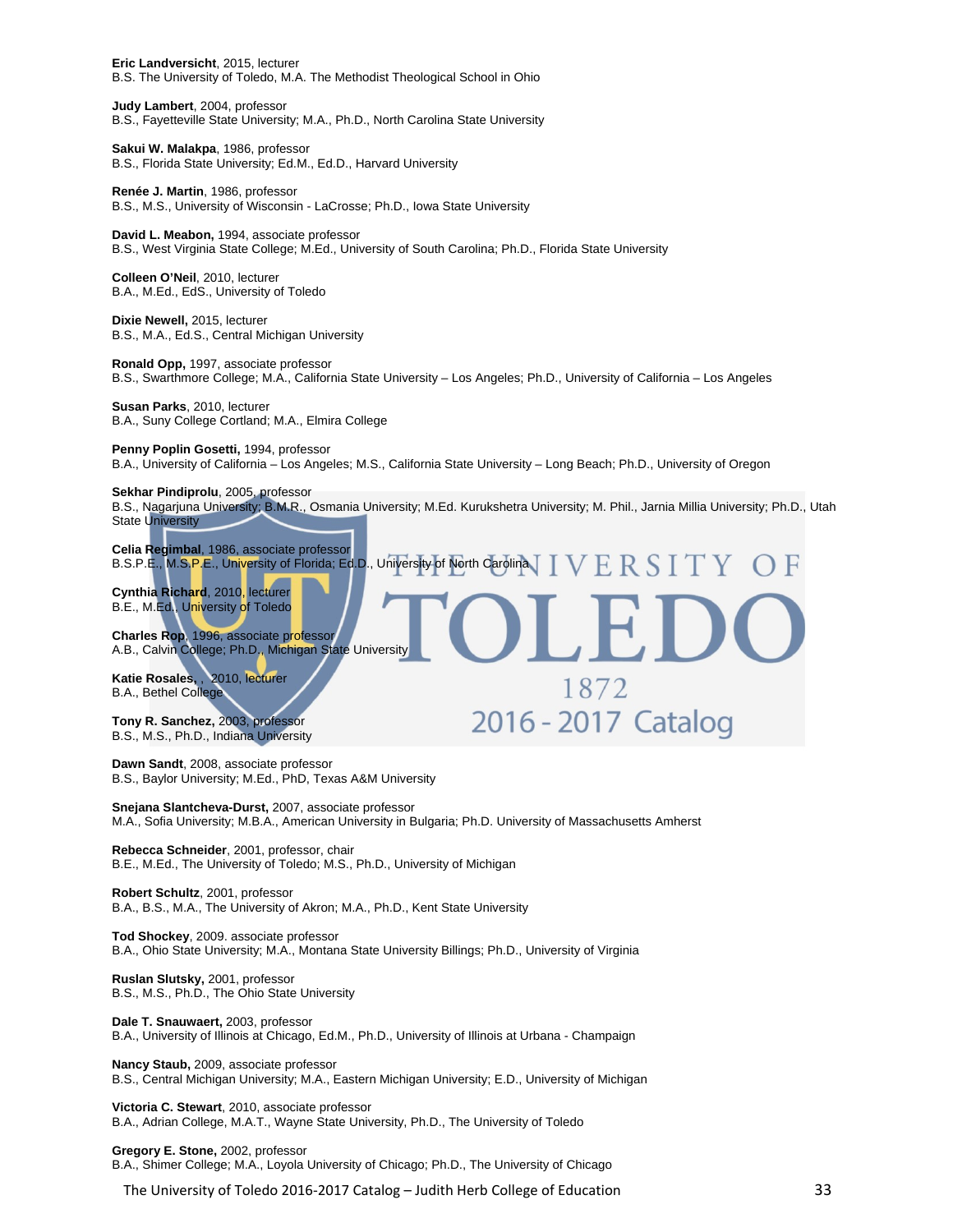**Eric Landversicht**, 2015, lecturer
B.S. The University of Toledo, M.A. The Methodist Theological School in Ohio

**Judy Lambert**, 2004, professor
B.S., Fayetteville State University; M.A., Ph.D., North Carolina State University

**Sakui W. Malakpa**, 1986, professor
B.S., Florida State University; Ed.M., Ed.D., Harvard University

**Renée J. Martin**, 1986, professor
B.S., M.S., University of Wisconsin - LaCrosse; Ph.D., Iowa State University

**David L. Meabon,** 1994, associate professor
B.S., West Virginia State College; M.Ed., University of South Carolina; Ph.D., Florida State University

**Colleen O'Neil**, 2010, lecturer
B.A., M.Ed., EdS., University of Toledo

**Dixie Newell,** 2015, lecturer
B.S., M.A., Ed.S., Central Michigan University

**Ronald Opp,** 1997, associate professor
B.S., Swarthmore College; M.A., California State University – Los Angeles; Ph.D., University of California – Los Angeles

**Susan Parks**, 2010, lecturer
B.A., Suny College Cortland; M.A., Elmira College

**Penny Poplin Gosetti,** 1994, professor
B.A., University of California – Los Angeles; M.S., California State University – Long Beach; Ph.D., University of Oregon

**Sekhar Pindiprolu**, 2005, professor
B.S., Nagarjuna University; B.M.R., Osmania University; M.Ed. Kurukshetra University; M. Phil., Jarnia Millia University; Ph.D., Utah State University

**Celia Regimbal**, 1986, associate professor
B.S.P.E., M.S.P.E., University of Florida; Ed.D., University of North Carolina

**Cynthia Richard**, 2010, lecturer
B.E., M.Ed., University of Toledo

**Charles Rop**, 1996, associate professor
A.B., Calvin College; Ph.D., Michigan State University

**Katie Rosales**, , 2010, lecturer
B.A., Bethel College

**Tony R. Sanchez,** 2003, professor
B.S., M.S., Ph.D., Indiana University

**Dawn Sandt**, 2008, associate professor
B.S., Baylor University; M.Ed., PhD, Texas A&M University

**Snejana Slantcheva-Durst,** 2007, associate professor
M.A., Sofia University; M.B.A., American University in Bulgaria; Ph.D. University of Massachusetts Amherst

**Rebecca Schneider**, 2001, professor, chair
B.E., M.Ed., The University of Toledo; M.S., Ph.D., University of Michigan

**Robert Schultz**, 2001, professor
B.A., B.S., M.A., The University of Akron; M.A., Ph.D., Kent State University

**Tod Shockey**, 2009. associate professor
B.A., Ohio State University; M.A., Montana State University Billings; Ph.D., University of Virginia

**Ruslan Slutsky,** 2001, professor
B.S., M.S., Ph.D., The Ohio State University

**Dale T. Snauwaert,** 2003, professor
B.A., University of Illinois at Chicago, Ed.M., Ph.D., University of Illinois at Urbana - Champaign

**Nancy Staub,** 2009, associate professor
B.S., Central Michigan University; M.A., Eastern Michigan University; E.D., University of Michigan

**Victoria C. Stewart**, 2010, associate professor
B.A., Adrian College, M.A.T., Wayne State University, Ph.D., The University of Toledo

**Gregory E. Stone,** 2002, professor
B.A., Shimer College; M.A., Loyola University of Chicago; Ph.D., The University of Chicago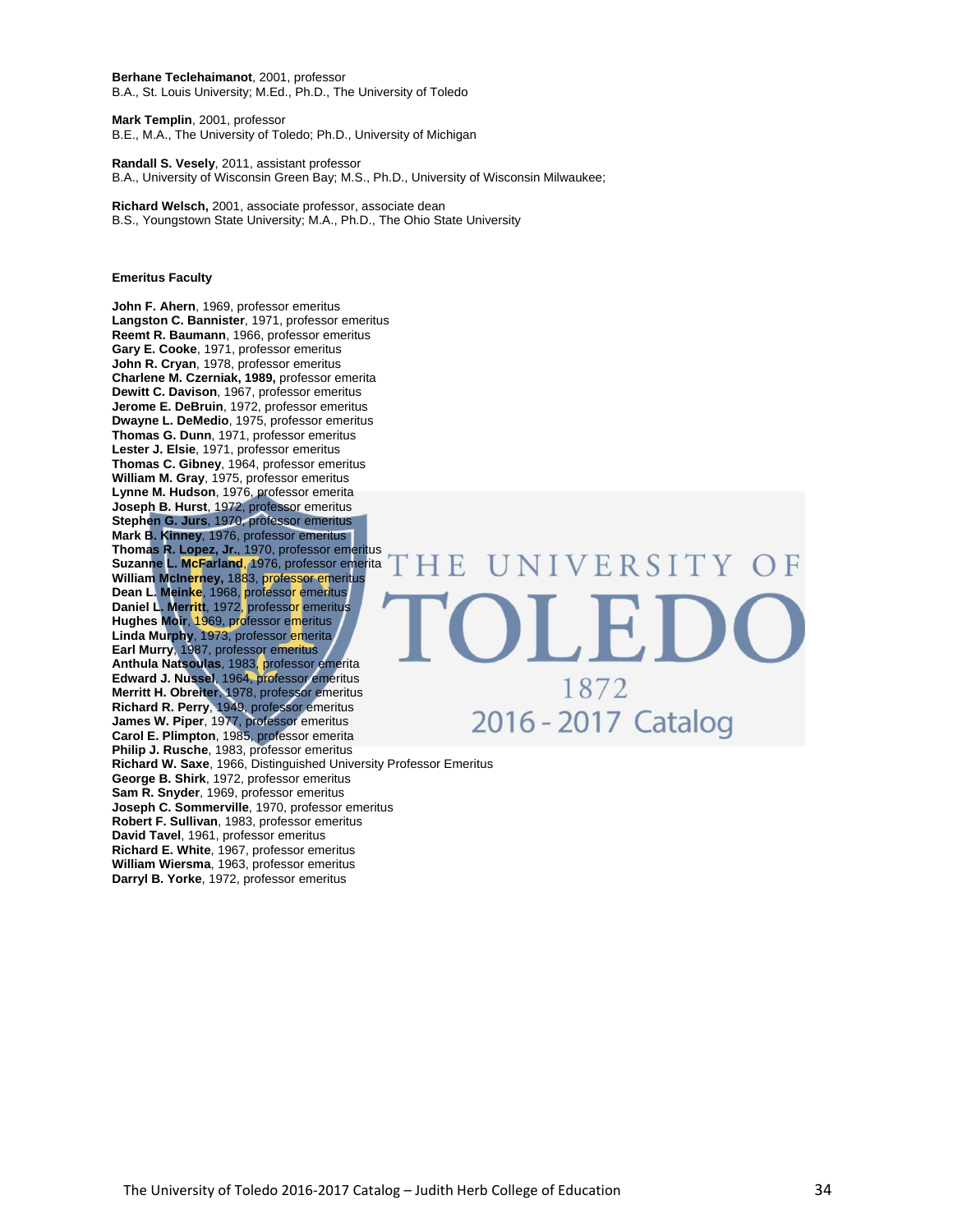**Berhane Teclehaimanot**, 2001, professor
B.A., St. Louis University; M.Ed., Ph.D., The University of Toledo

**Mark Templin**, 2001, professor
B.E., M.A., The University of Toledo; Ph.D., University of Michigan

**Randall S. Vesely**, 2011, assistant professor
B.A., University of Wisconsin Green Bay; M.S., Ph.D., University of Wisconsin Milwaukee;

**Richard Welsch,** 2001, associate professor, associate dean
B.S., Youngstown State University; M.A., Ph.D., The Ohio State University

**Emeritus Faculty**

**John F. Ahern**, 1969, professor emeritus
**Langston C. Bannister**, 1971, professor emeritus
**Reemt R. Baumann**, 1966, professor emeritus
**Gary E. Cooke**, 1971, professor emeritus
**John R. Cryan**, 1978, professor emeritus
**Charlene M. Czerniak, 1989,** professor emerita
**Dewitt C. Davison**, 1967, professor emeritus
**Jerome E. DeBruin**, 1972, professor emeritus
**Dwayne L. DeMedio**, 1975, professor emeritus
**Thomas G. Dunn**, 1971, professor emeritus
**Lester J. Elsie**, 1971, professor emeritus
**Thomas C. Gibney**, 1964, professor emeritus
**William M. Gray**, 1975, professor emeritus
**Lynne M. Hudson**, 1976, professor emerita
**Joseph B. Hurst**, 1972, professor emeritus
**Stephen G. Jurs**, 1970, professor emeritus
**Mark B. Kinney**, 1976, professor emeritus
**Thomas R. Lopez, Jr.**, 1970, professor emeritus
**Suzanne L. McFarland**, 1976, professor emerita
**William McInerney,** 1883, professor emeritus
**Dean L. Meinke**, 1968, professor emeritus
**Daniel L. Merritt**, 1972, professor emeritus
**Hughes Moir**, 1969, professor emeritus
**Linda Murphy**, 1973, professor emerita
**Earl Murry**, 1987, professor emeritus
**Anthula Natsoulas**, 1983, professor emerita
**Edward J. Nussel**, 1964, professor emeritus
**Merritt H. Obreiter**, 1978, professor emeritus
**Richard R. Perry**, 1949, professor emeritus
**James W. Piper**, 1977, professor emeritus
**Carol E. Plimpton**, 1985, professor emerita
**Philip J. Rusche**, 1983, professor emeritus
**Richard W. Saxe**, 1966, Distinguished University Professor Emeritus
**George B. Shirk**, 1972, professor emeritus
**Sam R. Snyder**, 1969, professor emeritus
**Joseph C. Sommerville**, 1970, professor emeritus
**Robert F. Sullivan**, 1983, professor emeritus
**David Tavel**, 1961, professor emeritus
**Richard E. White**, 1967, professor emeritus
**William Wiersma**, 1963, professor emeritus
**Darryl B. Yorke**, 1972, professor emeritus